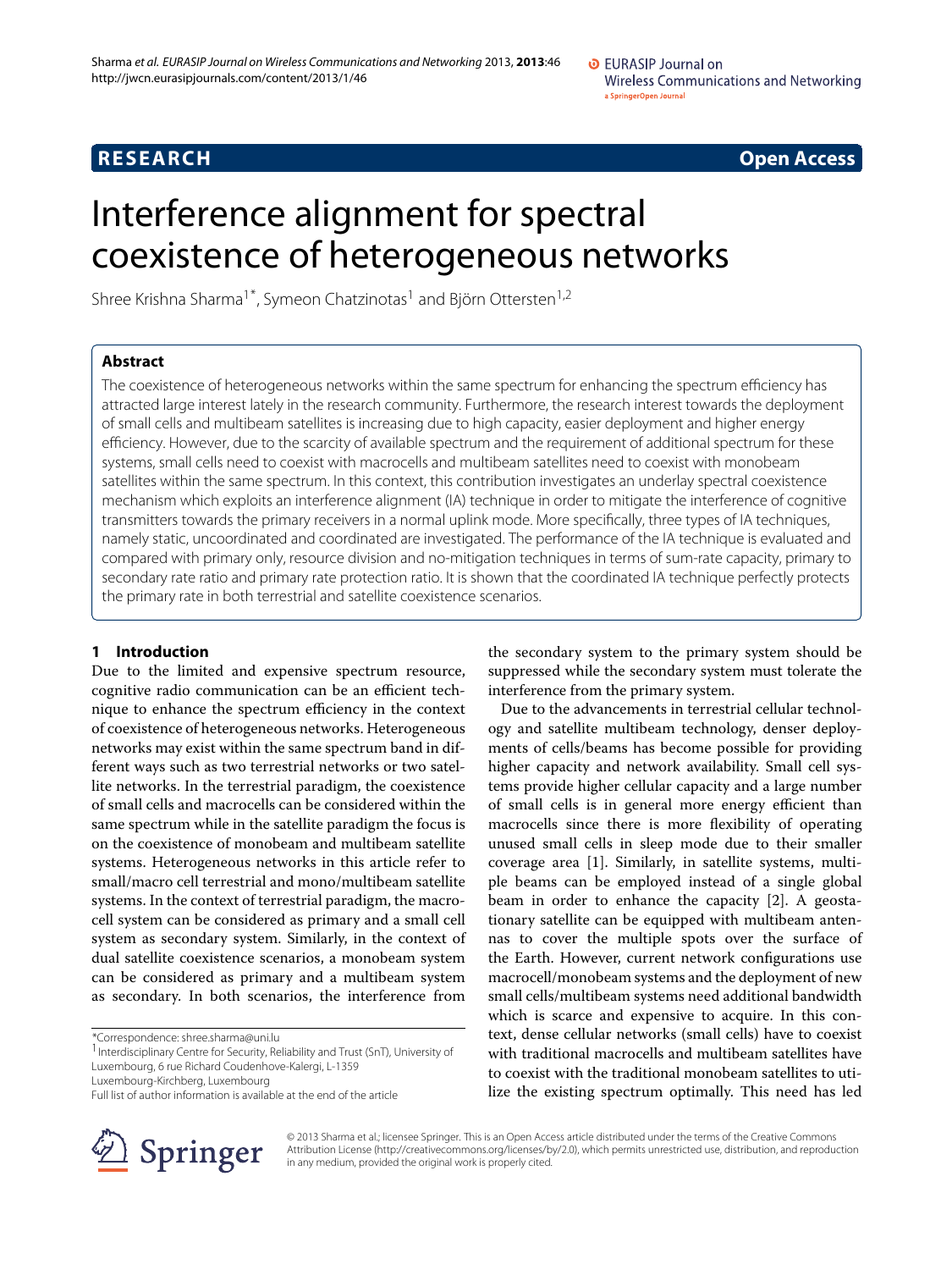**RESEARCH** **Open Access**

# Interference alignment for spectral coexistence of heterogeneous networks

Shree Krishna Sharma[1*], Symeon Chatzinotas[1] and Björn Ottersten[1,2]

## Abstract

The coexistence of heterogeneous networks within the same spectrum for enhancing the spectrum efficiency has attracted large interest lately in the research community. Furthermore, the research interest towards the deployment of small cells and multibeam satellites is increasing due to high capacity, easier deployment and higher energy efficiency. However, due to the scarcity of available spectrum and the requirement of additional spectrum for these systems, small cells need to coexist with macrocells and multibeam satellites need to coexist with monobeam satellites within the same spectrum. In this context, this contribution investigates an underlay spectral coexistence mechanism which exploits an interference alignment (IA) technique in order to mitigate the interference of cognitive transmitters towards the primary receivers in a normal uplink mode. More specifically, three types of IA techniques, namely static, uncoordinated and coordinated are investigated. The performance of the IA technique is evaluated and compared with primary only, resource division and no-mitigation techniques in terms of sum-rate capacity, primary to secondary rate ratio and primary rate protection ratio. It is shown that the coordinated IA technique perfectly protects the primary rate in both terrestrial and satellite coexistence scenarios.

## 1 Introduction

Due to the limited and expensive spectrum resource, cognitive radio communication can be an efficient technique to enhance the spectrum efficiency in the context of coexistence of heterogeneous networks. Heterogeneous networks may exist within the same spectrum band in different ways such as two terrestrial networks or two satellite networks. In the terrestrial paradigm, the coexistence of small cells and macrocells can be considered within the same spectrum while in the satellite paradigm the focus is on the coexistence of monobeam and multibeam satellite systems. Heterogeneous networks in this article refer to small/macro cell terrestrial and mono/multibeam satellite systems. In the context of terrestrial paradigm, the macrocell system can be considered as primary and a small cell system as secondary system. Similarly, in the context of dual satellite coexistence scenarios, a monobeam system can be considered as primary and a multibeam system as secondary. In both scenarios, the interference from the secondary system to the primary system should be suppressed while the secondary system must tolerate the interference from the primary system.

Due to the advancements in terrestrial cellular technology and satellite multibeam technology, denser deployments of cells/beams has become possible for providing higher capacity and network availability. Small cell systems provide higher cellular capacity and a large number of small cells is in general more energy efficient than macrocells since there is more flexibility of operating unused small cells in sleep mode due to their smaller coverage area [1]. Similarly, in satellite systems, multiple beams can be employed instead of a single global beam in order to enhance the capacity [2]. A geostationary satellite can be equipped with multibeam antennas to cover the multiple spots over the surface of the Earth. However, current network configurations use macrocell/monobeam systems and the deployment of new small cells/multibeam systems need additional bandwidth which is scarce and expensive to acquire. In this context, dense cellular networks (small cells) have to coexist with traditional macrocells and multibeam satellites have to coexist with the traditional monobeam satellites to utilize the existing spectrum optimally. This need has led

*Correspondence: shree.sharma@uni.lu
[1] Interdisciplinary Centre for Security, Reliability and Trust (SnT), University of Luxembourg, 6 rue Richard Coudenhove-Kalergi, L-1359 Luxembourg-Kirchberg, Luxembourg
Full list of author information is available at the end of the article

© 2013 Sharma et al.; licensee Springer. This is an Open Access article distributed under the terms of the Creative Commons Attribution License (http://creativecommons.org/licenses/by/2.0), which permits unrestricted use, distribution, and reproduction in any medium, provided the original work is properly cited.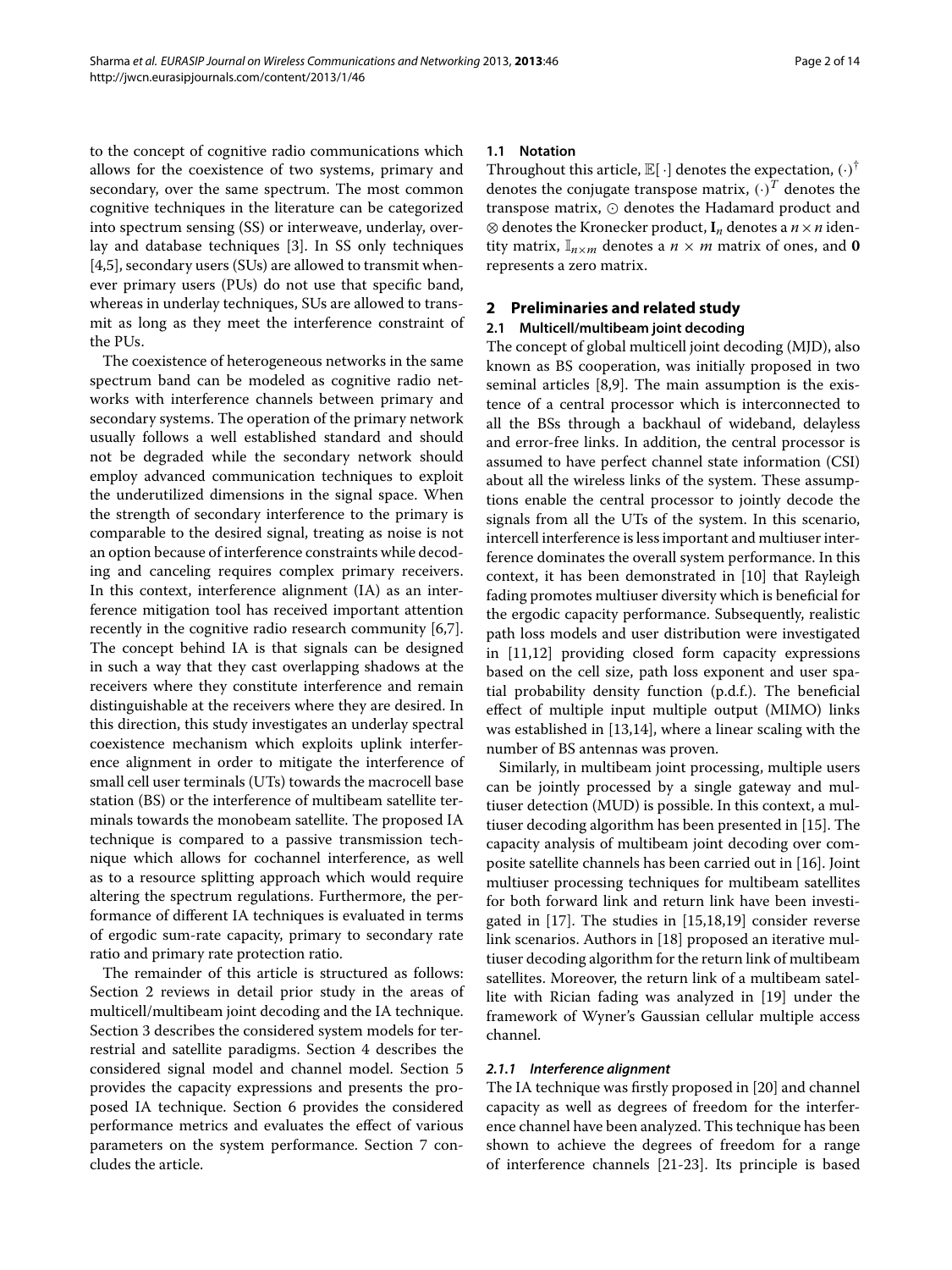to the concept of cognitive radio communications which allows for the coexistence of two systems, primary and secondary, over the same spectrum. The most common cognitive techniques in the literature can be categorized into spectrum sensing (SS) or interweave, underlay, overlay and database techniques [3]. In SS only techniques [4,5], secondary users (SUs) are allowed to transmit whenever primary users (PUs) do not use that specific band, whereas in underlay techniques, SUs are allowed to transmit as long as they meet the interference constraint of the PUs.

The coexistence of heterogeneous networks in the same spectrum band can be modeled as cognitive radio networks with interference channels between primary and secondary systems. The operation of the primary network usually follows a well established standard and should not be degraded while the secondary network should employ advanced communication techniques to exploit the underutilized dimensions in the signal space. When the strength of secondary interference to the primary is comparable to the desired signal, treating as noise is not an option because of interference constraints while decoding and canceling requires complex primary receivers. In this context, interference alignment (IA) as an interference mitigation tool has received important attention recently in the cognitive radio research community [6,7]. The concept behind IA is that signals can be designed in such a way that they cast overlapping shadows at the receivers where they constitute interference and remain distinguishable at the receivers where they are desired. In this direction, this study investigates an underlay spectral coexistence mechanism which exploits uplink interference alignment in order to mitigate the interference of small cell user terminals (UTs) towards the macrocell base station (BS) or the interference of multibeam satellite terminals towards the monobeam satellite. The proposed IA technique is compared to a passive transmission technique which allows for cochannel interference, as well as to a resource splitting approach which would require altering the spectrum regulations. Furthermore, the performance of different IA techniques is evaluated in terms of ergodic sum-rate capacity, primary to secondary rate ratio and primary rate protection ratio.

The remainder of this article is structured as follows: Section 2 reviews in detail prior study in the areas of multicell/multibeam joint decoding and the IA technique. Section 3 describes the considered system models for terrestrial and satellite paradigms. Section 4 describes the considered signal model and channel model. Section 5 provides the capacity expressions and presents the proposed IA technique. Section 6 provides the considered performance metrics and evaluates the effect of various parameters on the system performance. Section 7 concludes the article.

### 1.1 Notation

Throughout this article, $\mathbb{E}[\cdot]$ denotes the expectation, $(\cdot)^\dagger$ denotes the conjugate transpose matrix, $(\cdot)^T$ denotes the transpose matrix, $\odot$ denotes the Hadamard product and $\otimes$ denotes the Kronecker product, $\mathbf{I}_n$ denotes a $n \times n$ identity matrix, $\mathbb{I}_{n\times m}$ denotes a $n \times m$ matrix of ones, and $\mathbf{0}$ represents a zero matrix.

## 2 Preliminaries and related study

### 2.1 Multicell/multibeam joint decoding

The concept of global multicell joint decoding (MJD), also known as BS cooperation, was initially proposed in two seminal articles [8,9]. The main assumption is the existence of a central processor which is interconnected to all the BSs through a backhaul of wideband, delayless and error-free links. In addition, the central processor is assumed to have perfect channel state information (CSI) about all the wireless links of the system. These assumptions enable the central processor to jointly decode the signals from all the UTs of the system. In this scenario, intercell interference is less important and multiuser interference dominates the overall system performance. In this context, it has been demonstrated in [10] that Rayleigh fading promotes multiuser diversity which is beneficial for the ergodic capacity performance. Subsequently, realistic path loss models and user distribution were investigated in [11,12] providing closed form capacity expressions based on the cell size, path loss exponent and user spatial probability density function (p.d.f.). The beneficial effect of multiple input multiple output (MIMO) links was established in [13,14], where a linear scaling with the number of BS antennas was proven.

Similarly, in multibeam joint processing, multiple users can be jointly processed by a single gateway and multiuser detection (MUD) is possible. In this context, a multiuser decoding algorithm has been presented in [15]. The capacity analysis of multibeam joint decoding over composite satellite channels has been carried out in [16]. Joint multiuser processing techniques for multibeam satellites for both forward link and return link have been investigated in [17]. The studies in [15,18,19] consider reverse link scenarios. Authors in [18] proposed an iterative multiuser decoding algorithm for the return link of multibeam satellites. Moreover, the return link of a multibeam satellite with Rician fading was analyzed in [19] under the framework of Wyner's Gaussian cellular multiple access channel.

#### 2.1.1 Interference alignment

The IA technique was firstly proposed in [20] and channel capacity as well as degrees of freedom for the interference channel have been analyzed. This technique has been shown to achieve the degrees of freedom for a range of interference channels [21-23]. Its principle is based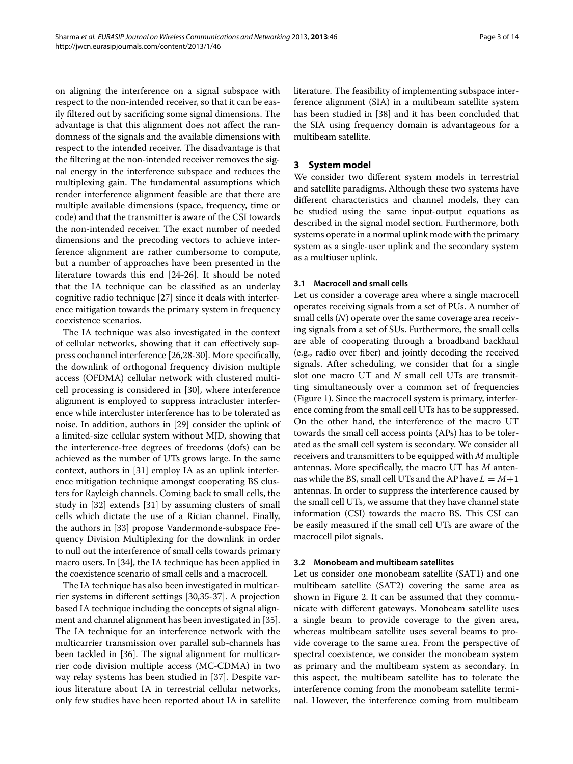on aligning the interference on a signal subspace with respect to the non-intended receiver, so that it can be easily filtered out by sacrificing some signal dimensions. The advantage is that this alignment does not affect the randomness of the signals and the available dimensions with respect to the intended receiver. The disadvantage is that the filtering at the non-intended receiver removes the signal energy in the interference subspace and reduces the multiplexing gain. The fundamental assumptions which render interference alignment feasible are that there are multiple available dimensions (space, frequency, time or code) and that the transmitter is aware of the CSI towards the non-intended receiver. The exact number of needed dimensions and the precoding vectors to achieve interference alignment are rather cumbersome to compute, but a number of approaches have been presented in the literature towards this end [24-26]. It should be noted that the IA technique can be classified as an underlay cognitive radio technique [27] since it deals with interference mitigation towards the primary system in frequency coexistence scenarios.

The IA technique was also investigated in the context of cellular networks, showing that it can effectively suppress cochannel interference [26,28-30]. More specifically, the downlink of orthogonal frequency division multiple access (OFDMA) cellular network with clustered multicell processing is considered in [30], where interference alignment is employed to suppress intracluster interference while intercluster interference has to be tolerated as noise. In addition, authors in [29] consider the uplink of a limited-size cellular system without MJD, showing that the interference-free degrees of freedoms (dofs) can be achieved as the number of UTs grows large. In the same context, authors in [31] employ IA as an uplink interference mitigation technique amongst cooperating BS clusters for Rayleigh channels. Coming back to small cells, the study in [32] extends [31] by assuming clusters of small cells which dictate the use of a Rician channel. Finally, the authors in [33] propose Vandermonde-subspace Frequency Division Multiplexing for the downlink in order to null out the interference of small cells towards primary macro users. In [34], the IA technique has been applied in the coexistence scenario of small cells and a macrocell.

The IA technique has also been investigated in multicarrier systems in different settings [30,35-37]. A projection based IA technique including the concepts of signal alignment and channel alignment has been investigated in [35]. The IA technique for an interference network with the multicarrier transmission over parallel sub-channels has been tackled in [36]. The signal alignment for multicarrier code division multiple access (MC-CDMA) in two way relay systems has been studied in [37]. Despite various literature about IA in terrestrial cellular networks, only few studies have been reported about IA in satellite literature. The feasibility of implementing subspace interference alignment (SIA) in a multibeam satellite system has been studied in [38] and it has been concluded that the SIA using frequency domain is advantageous for a multibeam satellite.

## 3 System model

We consider two different system models in terrestrial and satellite paradigms. Although these two systems have different characteristics and channel models, they can be studied using the same input-output equations as described in the signal model section. Furthermore, both systems operate in a normal uplink mode with the primary system as a single-user uplink and the secondary system as a multiuser uplink.

### 3.1 Macrocell and small cells

Let us consider a coverage area where a single macrocell operates receiving signals from a set of PUs. A number of small cells ($N$) operate over the same coverage area receiving signals from a set of SUs. Furthermore, the small cells are able of cooperating through a broadband backhaul (e.g., radio over fiber) and jointly decoding the received signals. After scheduling, we consider that for a single slot one macro UT and $N$ small cell UTs are transmitting simultaneously over a common set of frequencies (Figure 1). Since the macrocell system is primary, interference coming from the small cell UTs has to be suppressed. On the other hand, the interference of the macro UT towards the small cell access points (APs) has to be tolerated as the small cell system is secondary. We consider all receivers and transmitters to be equipped with $M$ multiple antennas. More specifically, the macro UT has $M$ antennas while the BS, small cell UTs and the AP have $L = M+1$ antennas. In order to suppress the interference caused by the small cell UTs, we assume that they have channel state information (CSI) towards the macro BS. This CSI can be easily measured if the small cell UTs are aware of the macrocell pilot signals.

### 3.2 Monobeam and multibeam satellites

Let us consider one monobeam satellite (SAT1) and one multibeam satellite (SAT2) covering the same area as shown in Figure 2. It can be assumed that they communicate with different gateways. Monobeam satellite uses a single beam to provide coverage to the given area, whereas multibeam satellite uses several beams to provide coverage to the same area. From the perspective of spectral coexistence, we consider the monobeam system as primary and the multibeam system as secondary. In this aspect, the multibeam satellite has to tolerate the interference coming from the monobeam satellite terminal. However, the interference coming from multibeam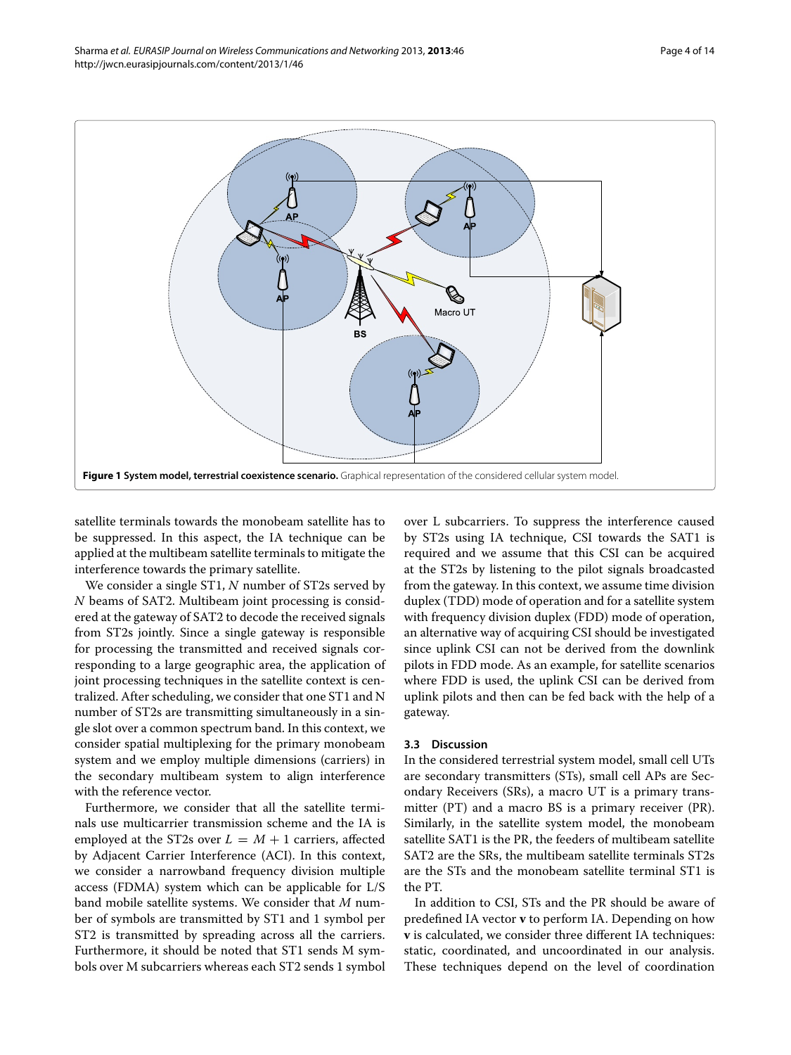**Figure 1 System model, terrestrial coexistence scenario.** Graphical representation of the considered cellular system model.

satellite terminals towards the monobeam satellite has to be suppressed. In this aspect, the IA technique can be applied at the multibeam satellite terminals to mitigate the interference towards the primary satellite.

We consider a single ST1, $N$ number of ST2s served by $N$ beams of SAT2. Multibeam joint processing is considered at the gateway of SAT2 to decode the received signals from ST2s jointly. Since a single gateway is responsible for processing the transmitted and received signals corresponding to a large geographic area, the application of joint processing techniques in the satellite context is centralized. After scheduling, we consider that one ST1 and N number of ST2s are transmitting simultaneously in a single slot over a common spectrum band. In this context, we consider spatial multiplexing for the primary monobeam system and we employ multiple dimensions (carriers) in the secondary multibeam system to align interference with the reference vector.

Furthermore, we consider that all the satellite terminals use multicarrier transmission scheme and the IA is employed at the ST2s over $L = M + 1$ carriers, affected by Adjacent Carrier Interference (ACI). In this context, we consider a narrowband frequency division multiple access (FDMA) system which can be applicable for L/S band mobile satellite systems. We consider that $M$ number of symbols are transmitted by ST1 and 1 symbol per ST2 is transmitted by spreading across all the carriers. Furthermore, it should be noted that ST1 sends M symbols over M subcarriers whereas each ST2 sends 1 symbol over L subcarriers. To suppress the interference caused by ST2s using IA technique, CSI towards the SAT1 is required and we assume that this CSI can be acquired at the ST2s by listening to the pilot signals broadcasted from the gateway. In this context, we assume time division duplex (TDD) mode of operation and for a satellite system with frequency division duplex (FDD) mode of operation, an alternative way of acquiring CSI should be investigated since uplink CSI can not be derived from the downlink pilots in FDD mode. As an example, for satellite scenarios where FDD is used, the uplink CSI can be derived from uplink pilots and then can be fed back with the help of a gateway.

### 3.3 Discussion

In the considered terrestrial system model, small cell UTs are secondary transmitters (STs), small cell APs are Secondary Receivers (SRs), a macro UT is a primary transmitter (PT) and a macro BS is a primary receiver (PR). Similarly, in the satellite system model, the monobeam satellite SAT1 is the PR, the feeders of multibeam satellite SAT2 are the SRs, the multibeam satellite terminals ST2s are the STs and the monobeam satellite terminal ST1 is the PT.

In addition to CSI, STs and the PR should be aware of predefined IA vector $\mathbf{v}$ to perform IA. Depending on how $\mathbf{v}$ is calculated, we consider three different IA techniques: static, coordinated, and uncoordinated in our analysis. These techniques depend on the level of coordination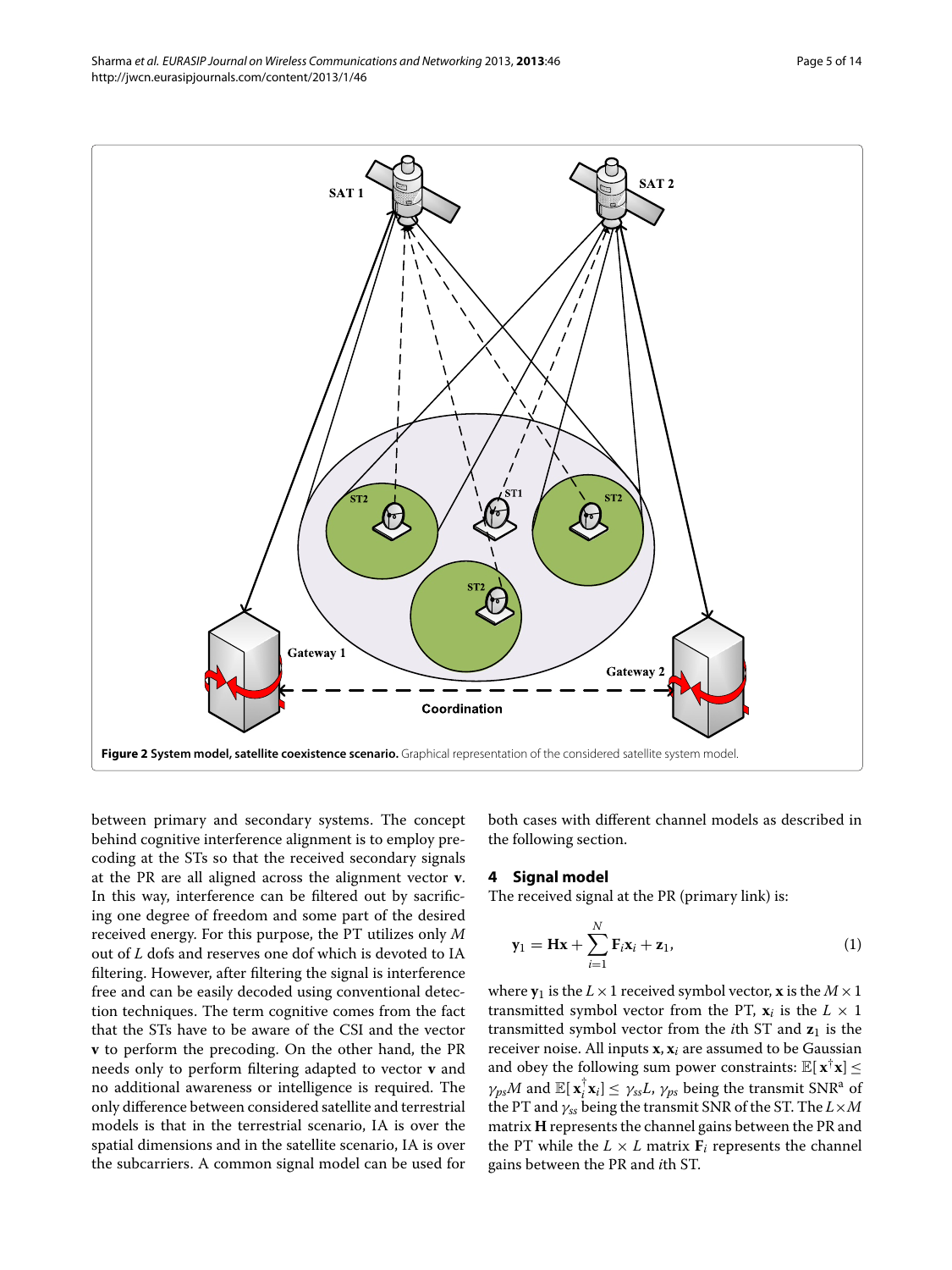**Figure 2 System model, satellite coexistence scenario.** Graphical representation of the considered satellite system model.

between primary and secondary systems. The concept behind cognitive interference alignment is to employ precoding at the STs so that the received secondary signals at the PR are all aligned across the alignment vector $\mathbf{v}$. In this way, interference can be filtered out by sacrificing one degree of freedom and some part of the desired received energy. For this purpose, the PT utilizes only $M$ out of $L$ dofs and reserves one dof which is devoted to IA filtering. However, after filtering the signal is interference free and can be easily decoded using conventional detection techniques. The term cognitive comes from the fact that the STs have to be aware of the CSI and the vector $\mathbf{v}$ to perform the precoding. On the other hand, the PR needs only to perform filtering adapted to vector $\mathbf{v}$ and no additional awareness or intelligence is required. The only difference between considered satellite and terrestrial models is that in the terrestrial scenario, IA is over the spatial dimensions and in the satellite scenario, IA is over the subcarriers. A common signal model can be used for both cases with different channel models as described in the following section.

## 4 Signal model

The received signal at the PR (primary link) is:

$$\mathbf{y}_1 = \mathbf{H}\mathbf{x} + \sum_{i=1}^{N} \mathbf{F}_i \mathbf{x}_i + \mathbf{z}_1, \tag{1}$$

where $\mathbf{y}_1$ is the $L \times 1$ received symbol vector, $\mathbf{x}$ is the $M \times 1$ transmitted symbol vector from the PT, $\mathbf{x}_i$ is the $L \times 1$ transmitted symbol vector from the $i$th ST and $\mathbf{z}_1$ is the receiver noise. All inputs $\mathbf{x}, \mathbf{x}_i$ are assumed to be Gaussian and obey the following sum power constraints: $\mathbb{E}[\mathbf{x}^{\dagger}\mathbf{x}] \leq \gamma_{ps} M$ and $\mathbb{E}[\mathbf{x}_i^{\dagger}\mathbf{x}_i] \leq \gamma_{ss} L$, $\gamma_{ps}$ being the transmit SNR[a] of the PT and $\gamma_{ss}$ being the transmit SNR of the ST. The $L \times M$ matrix $\mathbf{H}$ represents the channel gains between the PR and the PT while the $L \times L$ matrix $\mathbf{F}_i$ represents the channel gains between the PR and $i$th ST.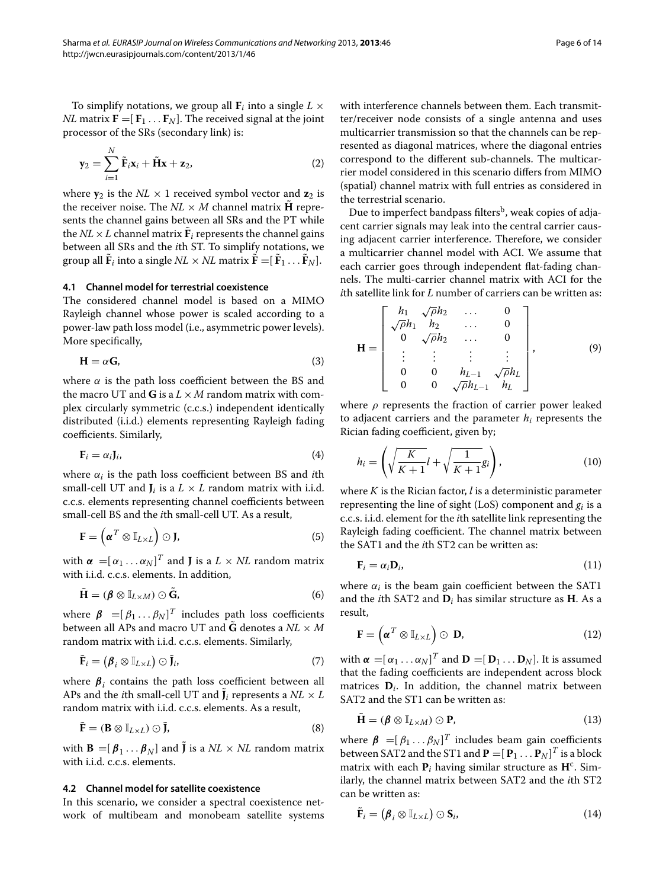To simplify notations, we group all $\mathbf{F}_i$ into a single $L \times NL$ matrix $\mathbf{F} = [\mathbf{F}_1 \dots \mathbf{F}_N]$. The received signal at the joint processor of the SRs (secondary link) is:

$$\mathbf{y}_2 = \sum_{i=1}^{N} \tilde{\mathbf{F}}_i \mathbf{x}_i + \tilde{\mathbf{H}}\mathbf{x} + \mathbf{z}_2, \tag{2}$$

where $\mathbf{y}_2$ is the $NL \times 1$ received symbol vector and $\mathbf{z}_2$ is the receiver noise. The $NL \times M$ channel matrix $\tilde{\mathbf{H}}$ represents the channel gains between all SRs and the PT while the $NL \times L$ channel matrix $\tilde{\mathbf{F}}_i$ represents the channel gains between all SRs and the $i$th ST. To simplify notations, we group all $\tilde{\mathbf{F}}_i$ into a single $NL \times NL$ matrix $\tilde{\mathbf{F}} = [\tilde{\mathbf{F}}_1 \dots \tilde{\mathbf{F}}_N]$.

### 4.1 Channel model for terrestrial coexistence

The considered channel model is based on a MIMO Rayleigh channel whose power is scaled according to a power-law path loss model (i.e., asymmetric power levels). More specifically,

$$\mathbf{H} = \alpha \mathbf{G}, \tag{3}$$

where $\alpha$ is the path loss coefficient between the BS and the macro UT and $\mathbf{G}$ is a $L \times M$ random matrix with complex circularly symmetric (c.c.s.) independent identically distributed (i.i.d.) elements representing Rayleigh fading coefficients. Similarly,

$$\mathbf{F}_i = \alpha_i \mathbf{J}_i, \tag{4}$$

where $\alpha_i$ is the path loss coefficient between BS and $i$th small-cell UT and $\mathbf{J}_i$ is a $L \times L$ random matrix with i.i.d. c.c.s. elements representing channel coefficients between small-cell BS and the $i$th small-cell UT. As a result,

$$\mathbf{F} = \left(\boldsymbol{\alpha}^T \otimes \mathbb{I}_{L\times L}\right) \odot \mathbf{J}, \tag{5}$$

with $\boldsymbol{\alpha} = [\alpha_1 \dots \alpha_N]^T$ and $\mathbf{J}$ is a $L \times NL$ random matrix with i.i.d. c.c.s. elements. In addition,

$$\tilde{\mathbf{H}} = (\boldsymbol{\beta} \otimes \mathbb{I}_{L\times M}) \odot \tilde{\mathbf{G}}, \tag{6}$$

where $\boldsymbol{\beta} = [\beta_1 \dots \beta_N]^T$ includes path loss coefficients between all APs and macro UT and $\tilde{\mathbf{G}}$ denotes a $NL \times M$ random matrix with i.i.d. c.c.s. elements. Similarly,

$$\tilde{\mathbf{F}}_i = \left(\boldsymbol{\beta}_i \otimes \mathbb{I}_{L\times L}\right) \odot \tilde{\mathbf{J}}_i, \tag{7}$$

where $\boldsymbol{\beta}_i$ contains the path loss coefficient between all APs and the $i$th small-cell UT and $\tilde{\mathbf{J}}_i$ represents a $NL \times L$ random matrix with i.i.d. c.c.s. elements. As a result,

$$\tilde{\mathbf{F}} = (\mathbf{B} \otimes \mathbb{I}_{L\times L}) \odot \tilde{\mathbf{J}}, \tag{8}$$

with $\mathbf{B} = [\boldsymbol{\beta}_1 \dots \boldsymbol{\beta}_N]$ and $\tilde{\mathbf{J}}$ is a $NL \times NL$ random matrix with i.i.d. c.c.s. elements.

### 4.2 Channel model for satellite coexistence

In this scenario, we consider a spectral coexistence network of multibeam and monobeam satellite systems with interference channels between them. Each transmitter/receiver node consists of a single antenna and uses multicarrier transmission so that the channels can be represented as diagonal matrices, where the diagonal entries correspond to the different sub-channels. The multicarrier model considered in this scenario differs from MIMO (spatial) channel matrix with full entries as considered in the terrestrial scenario.

Due to imperfect bandpass filters[b], weak copies of adjacent carrier signals may leak into the central carrier causing adjacent carrier interference. Therefore, we consider a multicarrier channel model with ACI. We assume that each carrier goes through independent flat-fading channels. The multi-carrier channel matrix with ACI for the $i$th satellite link for $L$ number of carriers can be written as:

$$\mathbf{H} = \begin{bmatrix} h_1 & \sqrt{\rho}h_2 & \dots & 0 \\ \sqrt{\rho}h_1 & h_2 & \dots & 0 \\ 0 & \sqrt{\rho}h_2 & \dots & 0 \\ \vdots & \vdots & \vdots & \vdots \\ 0 & 0 & h_{L-1} & \sqrt{\rho}h_L \\ 0 & 0 & \sqrt{\rho}h_{L-1} & h_L \end{bmatrix}, \tag{9}$$

where $\rho$ represents the fraction of carrier power leaked to adjacent carriers and the parameter $h_i$ represents the Rician fading coefficient, given by;

$$h_i = \left(\sqrt{\frac{K}{K+1}}l + \sqrt{\frac{1}{K+1}}g_i\right), \tag{10}$$

where $K$ is the Rician factor, $l$ is a deterministic parameter representing the line of sight (LoS) component and $g_i$ is a c.c.s. i.i.d. element for the $i$th satellite link representing the Rayleigh fading coefficient. The channel matrix between the SAT1 and the $i$th ST2 can be written as:

$$\mathbf{F}_i = \alpha_i \mathbf{D}_i, \tag{11}$$

where $\alpha_i$ is the beam gain coefficient between the SAT1 and the $i$th SAT2 and $\mathbf{D}_i$ has similar structure as $\mathbf{H}$. As a result,

$$\mathbf{F} = \left(\boldsymbol{\alpha}^T \otimes \mathbb{I}_{L\times L}\right) \odot \mathbf{D}, \tag{12}$$

with $\boldsymbol{\alpha} = [\alpha_1 \dots \alpha_N]^T$ and $\mathbf{D} = [\mathbf{D}_1 \dots \mathbf{D}_N]$. It is assumed that the fading coefficients are independent across block matrices $\mathbf{D}_i$. In addition, the channel matrix between SAT2 and the ST1 can be written as:

$$\tilde{\mathbf{H}} = (\boldsymbol{\beta} \otimes \mathbb{I}_{L\times M}) \odot \mathbf{P}, \tag{13}$$

where $\boldsymbol{\beta} = [\beta_1 \dots \beta_N]^T$ includes beam gain coefficients between SAT2 and the ST1 and $\mathbf{P} = [\mathbf{P}_1 \dots \mathbf{P}_N]^T$ is a block matrix with each $\mathbf{P}_i$ having similar structure as $\mathbf{H}^c$. Similarly, the channel matrix between SAT2 and the $i$th ST2 can be written as:

$$\tilde{\mathbf{F}}_i = \left(\boldsymbol{\beta}_i \otimes \mathbb{I}_{L\times L}\right) \odot \mathbf{S}_i, \tag{14}$$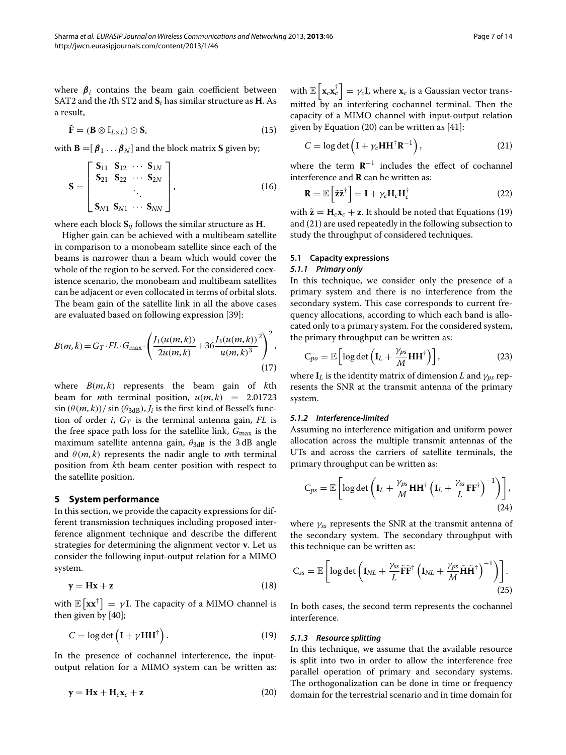where $\boldsymbol{\beta}_i$ contains the beam gain coefficient between SAT2 and the $i$th ST2 and $\mathbf{S}_i$ has similar structure as $\mathbf{H}$. As a result,

$$\tilde{\mathbf{F}} = (\mathbf{B} \otimes \mathbb{I}_{L\times L}) \odot \mathbf{S}, \tag{15}$$

with $\mathbf{B} = [\boldsymbol{\beta}_1 \dots \boldsymbol{\beta}_N]$ and the block matrix $\mathbf{S}$ given by;

$$\mathbf{S} = \begin{bmatrix} \mathbf{S}_{11} & \mathbf{S}_{12} & \cdots & \mathbf{S}_{1N} \\ \mathbf{S}_{21} & \mathbf{S}_{22} & \cdots & \mathbf{S}_{2N} \\ & & \ddots & \\ \mathbf{S}_{N1} & \mathbf{S}_{N1} & \cdots & \mathbf{S}_{NN} \end{bmatrix}, \tag{16}$$

where each block $\mathbf{S}_{ij}$ follows the similar structure as $\mathbf{H}$.

Higher gain can be achieved with a multibeam satellite in comparison to a monobeam satellite since each of the beams is narrower than a beam which would cover the whole of the region to be served. For the considered coexistence scenario, the monobeam and multibeam satellites can be adjacent or even collocated in terms of orbital slots. The beam gain of the satellite link in all the above cases are evaluated based on following expression [39]:

$$B(m,k) = G_T \cdot FL \cdot G_{\max} \cdot \left( \frac{J_1(u(m,k))}{2u(m,k)} + 36 \frac{J_3(u(m,k))}{u(m,k)^3}^2 \right)^2, \tag{17}$$

where $B(m,k)$ represents the beam gain of $k$th beam for $m$th terminal position, $u(m,k) = 2.01723 \sin(\theta(m,k))/\sin(\theta_{3\text{dB}})$, $J_i$ is the first kind of Bessel's function of order $i$, $G_T$ is the terminal antenna gain, $FL$ is the free space path loss for the satellite link, $G_{\max}$ is the maximum satellite antenna gain, $\theta_{3\text{dB}}$ is the 3 dB angle and $\theta(m,k)$ represents the nadir angle to $m$th terminal position from $k$th beam center position with respect to the satellite position.

## 5 System performance

In this section, we provide the capacity expressions for different transmission techniques including proposed interference alignment technique and describe the different strategies for determining the alignment vector $\mathbf{v}$. Let us consider the following input-output relation for a MIMO system.

$$\mathbf{y} = \mathbf{H}\mathbf{x} + \mathbf{z} \tag{18}$$

with $\mathbb{E}\left[\mathbf{x}\mathbf{x}^\dagger\right] = \gamma \mathbf{I}$. The capacity of a MIMO channel is then given by [40];

$$C = \log\det\left(\mathbf{I} + \gamma \mathbf{H}\mathbf{H}^\dagger\right). \tag{19}$$

In the presence of cochannel interference, the input-output relation for a MIMO system can be written as:

$$\mathbf{y} = \mathbf{H}\mathbf{x} + \mathbf{H}_c\mathbf{x}_c + \mathbf{z} \tag{20}$$

with $\mathbb{E}\left[\mathbf{x}_c\mathbf{x}_c^\dagger\right] = \gamma_c \mathbf{I}$, where $\mathbf{x}_c$ is a Gaussian vector transmitted by an interfering cochannel terminal. Then the capacity of a MIMO channel with input-output relation given by Equation (20) can be written as [41]:

$$C = \log\det\left(\mathbf{I} + \gamma_c \mathbf{H}\mathbf{H}^\dagger \mathbf{R}^{-1}\right), \tag{21}$$

where the term $\mathbf{R}^{-1}$ includes the effect of cochannel interference and $\mathbf{R}$ can be written as:

$$\mathbf{R} = \mathbb{E}\left[\tilde{\mathbf{z}}\tilde{\mathbf{z}}^\dagger\right] = \mathbf{I} + \gamma_c \mathbf{H}_c \mathbf{H}_c^\dagger \tag{22}$$

with $\tilde{\mathbf{z}} = \mathbf{H}_c\mathbf{x}_c + \mathbf{z}$. It should be noted that Equations (19) and (21) are used repeatedly in the following subsection to study the throughput of considered techniques.

### 5.1 Capacity expressions

#### 5.1.1 Primary only

In this technique, we consider only the presence of a primary system and there is no interference from the secondary system. This case corresponds to current frequency allocations, according to which each band is allocated only to a primary system. For the considered system, the primary throughput can be written as:

$$\mathrm{C}_{po} = \mathbb{E}\left[\log\det\left(\mathbf{I}_L + \frac{\gamma_{ps}}{M}\mathbf{H}\mathbf{H}^\dagger\right)\right], \tag{23}$$

where $\mathbf{I}_L$ is the identity matrix of dimension $L$ and $\gamma_{ps}$ represents the SNR at the transmit antenna of the primary system.

#### 5.1.2 Interference-limited

Assuming no interference mitigation and uniform power allocation across the multiple transmit antennas of the UTs and across the carriers of satellite terminals, the primary throughput can be written as:

$$\mathrm{C}_{ps} = \mathbb{E}\left[\log\det\left(\mathbf{I}_L + \frac{\gamma_{ps}}{M}\mathbf{H}\mathbf{H}^\dagger\left(\mathbf{I}_L + \frac{\gamma_{ss}}{L}\mathbf{F}\mathbf{F}^\dagger\right)^{-1}\right)\right], \tag{24}$$

where $\gamma_{ss}$ represents the SNR at the transmit antenna of the secondary system. The secondary throughput with this technique can be written as:

$$\mathrm{C}_{ss} = \mathbb{E}\left[\log\det\left(\mathbf{I}_{NL} + \frac{\gamma_{ss}}{L}\tilde{\mathbf{F}}\tilde{\mathbf{F}}^\dagger\left(\mathbf{I}_{NL} + \frac{\gamma_{ps}}{M}\tilde{\mathbf{H}}\tilde{\mathbf{H}}^\dagger\right)^{-1}\right)\right]. \tag{25}$$

In both cases, the second term represents the cochannel interference.

#### 5.1.3 Resource splitting

In this technique, we assume that the available resource is split into two in order to allow the interference free parallel operation of primary and secondary systems. The orthogonalization can be done in time or frequency domain for the terrestrial scenario and in time domain for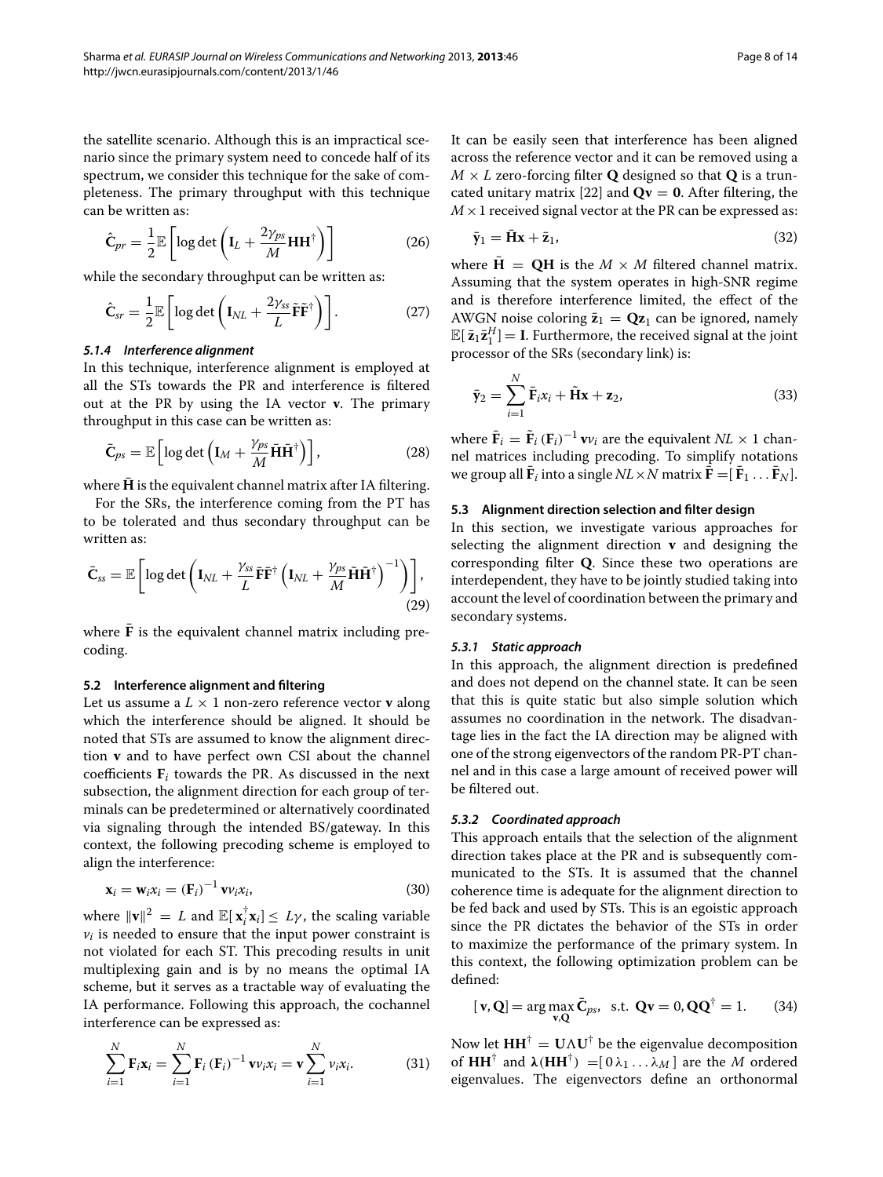the satellite scenario. Although this is an impractical scenario since the primary system need to concede half of its spectrum, we consider this technique for the sake of completeness. The primary throughput with this technique can be written as:

$$\hat{\mathbf{C}}_{pr} = \frac{1}{2}\mathbb{E}\left[\log\det\left(\mathbf{I}_L + \frac{2\gamma_{ps}}{M}\mathbf{H}\mathbf{H}^{\dagger}\right)\right] \tag{26}$$

while the secondary throughput can be written as:

$$\hat{\mathbf{C}}_{sr} = \frac{1}{2}\mathbb{E}\left[\log\det\left(\mathbf{I}_{NL} + \frac{2\gamma_{ss}}{L}\tilde{\mathbf{F}}\tilde{\mathbf{F}}^{\dagger}\right)\right]. \tag{27}$$

#### *5.1.4 Interference alignment*

In this technique, interference alignment is employed at all the STs towards the PR and interference is filtered out at the PR by using the IA vector $\mathbf{v}$. The primary throughput in this case can be written as:

$$\bar{\mathbf{C}}_{ps} = \mathbb{E}\left[\log\det\left(\mathbf{I}_M + \frac{\gamma_{ps}}{M}\bar{\mathbf{H}}\bar{\mathbf{H}}^{\dagger}\right)\right], \tag{28}$$

where $\bar{\mathbf{H}}$ is the equivalent channel matrix after IA filtering.

For the SRs, the interference coming from the PT has to be tolerated and thus secondary throughput can be written as:

$$\bar{\mathbf{C}}_{ss} = \mathbb{E}\left[\log\det\left(\mathbf{I}_{NL} + \frac{\gamma_{ss}}{L}\bar{\mathbf{F}}\bar{\mathbf{F}}^{\dagger}\left(\mathbf{I}_{NL} + \frac{\gamma_{ps}}{M}\tilde{\mathbf{H}}\tilde{\mathbf{H}}^{\dagger}\right)^{-1}\right)\right], \tag{29}$$

where $\bar{\mathbf{F}}$ is the equivalent channel matrix including precoding.

### 5.2 Interference alignment and filtering

Let us assume a $L \times 1$ non-zero reference vector $\mathbf{v}$ along which the interference should be aligned. It should be noted that STs are assumed to know the alignment direction $\mathbf{v}$ and to have perfect own CSI about the channel coefficients $\mathbf{F}_i$ towards the PR. As discussed in the next subsection, the alignment direction for each group of terminals can be predetermined or alternatively coordinated via signaling through the intended BS/gateway. In this context, the following precoding scheme is employed to align the interference:

$$\mathbf{x}_i = \mathbf{w}_i x_i = (\mathbf{F}_i)^{-1}\mathbf{v}\nu_i x_i, \tag{30}$$

where $\|\mathbf{v}\|^2 = L$ and $\mathbb{E}[\mathbf{x}_i^{\dagger}\mathbf{x}_i] \leq L\gamma$, the scaling variable $\nu_i$ is needed to ensure that the input power constraint is not violated for each ST. This precoding results in unit multiplexing gain and is by no means the optimal IA scheme, but it serves as a tractable way of evaluating the IA performance. Following this approach, the cochannel interference can be expressed as:

$$\sum_{i=1}^{N}\mathbf{F}_i\mathbf{x}_i = \sum_{i=1}^{N}\mathbf{F}_i(\mathbf{F}_i)^{-1}\mathbf{v}\nu_i x_i = \mathbf{v}\sum_{i=1}^{N}\nu_i x_i. \tag{31}$$

It can be easily seen that interference has been aligned across the reference vector and it can be removed using a $M \times L$ zero-forcing filter $\mathbf{Q}$ designed so that $\mathbf{Q}$ is a truncated unitary matrix [22] and $\mathbf{Q}\mathbf{v} = \mathbf{0}$. After filtering, the $M \times 1$ received signal vector at the PR can be expressed as:

$$\bar{\mathbf{y}}_1 = \bar{\mathbf{H}}\mathbf{x} + \bar{\mathbf{z}}_1, \tag{32}$$

where $\bar{\mathbf{H}} = \mathbf{Q}\mathbf{H}$ is the $M \times M$ filtered channel matrix. Assuming that the system operates in high-SNR regime and is therefore interference limited, the effect of the AWGN noise coloring $\bar{\mathbf{z}}_1 = \mathbf{Q}\mathbf{z}_1$ can be ignored, namely $\mathbb{E}[\bar{\mathbf{z}}_1\bar{\mathbf{z}}_1^H] = \mathbf{I}$. Furthermore, the received signal at the joint processor of the SRs (secondary link) is:

$$\bar{\mathbf{y}}_2 = \sum_{i=1}^{N}\bar{\mathbf{F}}_i x_i + \tilde{\mathbf{H}}\mathbf{x} + \mathbf{z}_2, \tag{33}$$

where $\bar{\mathbf{F}}_i = \tilde{\mathbf{F}}_i(\mathbf{F}_i)^{-1}\mathbf{v}\nu_i$ are the equivalent $NL \times 1$ channel matrices including precoding. To simplify notations we group all $\bar{\mathbf{F}}_i$ into a single $NL \times N$ matrix $\bar{\mathbf{F}} = [\bar{\mathbf{F}}_1 \ldots \bar{\mathbf{F}}_N]$.

### 5.3 Alignment direction selection and filter design

In this section, we investigate various approaches for selecting the alignment direction $\mathbf{v}$ and designing the corresponding filter $\mathbf{Q}$. Since these two operations are interdependent, they have to be jointly studied taking into account the level of coordination between the primary and secondary systems.

#### *5.3.1 Static approach*

In this approach, the alignment direction is predefined and does not depend on the channel state. It can be seen that this is quite static but also simple solution which assumes no coordination in the network. The disadvantage lies in the fact the IA direction may be aligned with one of the strong eigenvectors of the random PR-PT channel and in this case a large amount of received power will be filtered out.

#### *5.3.2 Coordinated approach*

This approach entails that the selection of the alignment direction takes place at the PR and is subsequently communicated to the STs. It is assumed that the channel coherence time is adequate for the alignment direction to be fed back and used by STs. This is an egoistic approach since the PR dictates the behavior of the STs in order to maximize the performance of the primary system. In this context, the following optimization problem can be defined:

$$[\,\mathbf{v}, \mathbf{Q}] = \arg\max_{\mathbf{v},\mathbf{Q}}\bar{\mathbf{C}}_{ps}, \quad \text{s.t. } \mathbf{Q}\mathbf{v} = 0, \mathbf{Q}\mathbf{Q}^{\dagger} = 1. \tag{34}$$

Now let $\mathbf{H}\mathbf{H}^{\dagger} = \mathbf{U}\Lambda\mathbf{U}^{\dagger}$ be the eigenvalue decomposition of $\mathbf{H}\mathbf{H}^{\dagger}$ and $\boldsymbol{\lambda}(\mathbf{H}\mathbf{H}^{\dagger}) = [\,0\,\lambda_1 \ldots \lambda_M\,]$ are the $M$ ordered eigenvalues. The eigenvectors define an orthonormal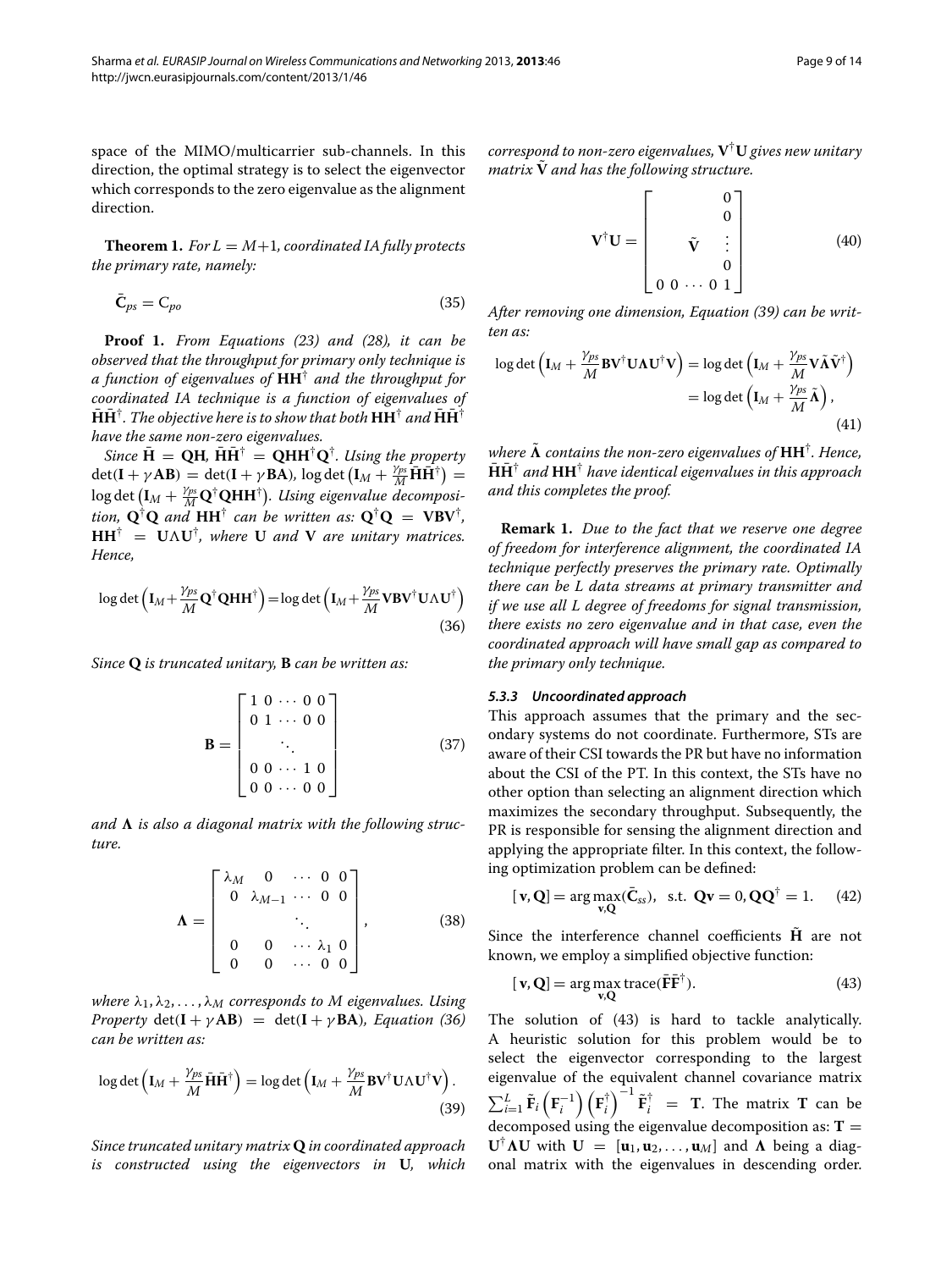space of the MIMO/multicarrier sub-channels. In this direction, the optimal strategy is to select the eigenvector which corresponds to the zero eigenvalue as the alignment direction.

**Theorem 1.** *For $L = M+1$, coordinated IA fully protects the primary rate, namely:*

$$\bar{\mathbf{C}}_{ps} = \mathrm{C}_{po} \tag{35}$$

**Proof 1.** *From Equations (23) and (28), it can be observed that the throughput for primary only technique is a function of eigenvalues of $\mathbf{H}\mathbf{H}^{\dagger}$ and the throughput for coordinated IA technique is a function of eigenvalues of $\bar{\mathbf{H}}\bar{\mathbf{H}}^{\dagger}$. The objective here is to show that both $\mathbf{H}\mathbf{H}^{\dagger}$ and $\bar{\mathbf{H}}\bar{\mathbf{H}}^{\dagger}$ have the same non-zero eigenvalues.*

*Since $\bar{\mathbf{H}} = \mathbf{Q}\mathbf{H}$, $\bar{\mathbf{H}}\bar{\mathbf{H}}^{\dagger} = \mathbf{Q}\mathbf{H}\mathbf{H}^{\dagger}\mathbf{Q}^{\dagger}$. Using the property $\det(\mathbf{I} + \gamma\mathbf{A}\mathbf{B}) = \det(\mathbf{I} + \gamma\mathbf{B}\mathbf{A})$, $\log\det\left(\mathbf{I}_M + \frac{\gamma_{ps}}{M}\bar{\mathbf{H}}\bar{\mathbf{H}}^{\dagger}\right) = \log\det\left(\mathbf{I}_M + \frac{\gamma_{ps}}{M}\mathbf{Q}^{\dagger}\mathbf{Q}\mathbf{H}\mathbf{H}^{\dagger}\right)$. Using eigenvalue decomposition, $\mathbf{Q}^{\dagger}\mathbf{Q}$ and $\mathbf{H}\mathbf{H}^{\dagger}$ can be written as: $\mathbf{Q}^{\dagger}\mathbf{Q} = \mathbf{V}\mathbf{B}\mathbf{V}^{\dagger}$, $\mathbf{H}\mathbf{H}^{\dagger} = \mathbf{U}\boldsymbol{\Lambda}\mathbf{U}^{\dagger}$, where $\mathbf{U}$ and $\mathbf{V}$ are unitary matrices. Hence,*

$$\log\det\left(\mathbf{I}_M + \frac{\gamma_{ps}}{M}\mathbf{Q}^{\dagger}\mathbf{Q}\mathbf{H}\mathbf{H}^{\dagger}\right) = \log\det\left(\mathbf{I}_M + \frac{\gamma_{ps}}{M}\mathbf{V}\mathbf{B}\mathbf{V}^{\dagger}\mathbf{U}\boldsymbol{\Lambda}\mathbf{U}^{\dagger}\right) \tag{36}$$

*Since $\mathbf{Q}$ is truncated unitary, $\mathbf{B}$ can be written as:*

$$\mathbf{B} = \begin{bmatrix} 1 & 0 & \cdots & 0 & 0 \\ 0 & 1 & \cdots & 0 & 0 \\ & & \ddots & & \\ 0 & 0 & \cdots & 1 & 0 \\ 0 & 0 & \cdots & 0 & 0 \end{bmatrix} \tag{37}$$

*and $\boldsymbol{\Lambda}$ is also a diagonal matrix with the following structure.*

$$\boldsymbol{\Lambda} = \begin{bmatrix} \lambda_M & 0 & \cdots & 0 & 0 \\ 0 & \lambda_{M-1} & \cdots & 0 & 0 \\ & & \ddots & & \\ 0 & 0 & \cdots & \lambda_1 & 0 \\ 0 & 0 & \cdots & 0 & 0 \end{bmatrix}, \tag{38}$$

*where $\lambda_1, \lambda_2, \ldots, \lambda_M$ corresponds to $M$ eigenvalues. Using Property $\det(\mathbf{I} + \gamma\mathbf{A}\mathbf{B}) = \det(\mathbf{I} + \gamma\mathbf{B}\mathbf{A})$, Equation (36) can be written as:*

$$\log\det\left(\mathbf{I}_M + \frac{\gamma_{ps}}{M}\bar{\mathbf{H}}\bar{\mathbf{H}}^{\dagger}\right) = \log\det\left(\mathbf{I}_M + \frac{\gamma_{ps}}{M}\mathbf{B}\mathbf{V}^{\dagger}\mathbf{U}\boldsymbol{\Lambda}\mathbf{U}^{\dagger}\mathbf{V}\right). \tag{39}$$

*Since truncated unitary matrix $\mathbf{Q}$ in coordinated approach is constructed using the eigenvectors in $\mathbf{U}$, which correspond to non-zero eigenvalues, $\mathbf{V}^{\dagger}\mathbf{U}$ gives new unitary matrix $\tilde{\mathbf{V}}$ and has the following structure.*

$$\mathbf{V}^{\dagger}\mathbf{U} = \begin{bmatrix} & & & & 0 \\ & & & & 0 \\ & & \tilde{\mathbf{V}} & & \vdots \\ & & & & 0 \\ 0 & 0 & \cdots & 0 & 1 \end{bmatrix} \tag{40}$$

*After removing one dimension, Equation (39) can be written as:*

$$\begin{aligned} \log\det\left(\mathbf{I}_M + \frac{\gamma_{ps}}{M}\mathbf{B}\mathbf{V}^{\dagger}\mathbf{U}\boldsymbol{\Lambda}\mathbf{U}^{\dagger}\mathbf{V}\right) &= \log\det\left(\mathbf{I}_M + \frac{\gamma_{ps}}{M}\mathbf{V}\tilde{\boldsymbol{\Lambda}}\tilde{\mathbf{V}}^{\dagger}\right) \\ &= \log\det\left(\mathbf{I}_M + \frac{\gamma_{ps}}{M}\tilde{\boldsymbol{\Lambda}}\right), \end{aligned} \tag{41}$$

*where $\tilde{\boldsymbol{\Lambda}}$ contains the non-zero eigenvalues of $\mathbf{H}\mathbf{H}^{\dagger}$. Hence, $\bar{\mathbf{H}}\bar{\mathbf{H}}^{\dagger}$ and $\mathbf{H}\mathbf{H}^{\dagger}$ have identical eigenvalues in this approach and this completes the proof.*

**Remark 1.** *Due to the fact that we reserve one degree of freedom for interference alignment, the coordinated IA technique perfectly preserves the primary rate. Optimally there can be $L$ data streams at primary transmitter and if we use all $L$ degree of freedoms for signal transmission, there exists no zero eigenvalue and in that case, even the coordinated approach will have small gap as compared to the primary only technique.*

#### *5.3.3 Uncoordinated approach*

This approach assumes that the primary and the secondary systems do not coordinate. Furthermore, STs are aware of their CSI towards the PR but have no information about the CSI of the PT. In this context, the STs have no other option than selecting an alignment direction which maximizes the secondary throughput. Subsequently, the PR is responsible for sensing the alignment direction and applying the appropriate filter. In this context, the following optimization problem can be defined:

$$[\,\mathbf{v}, \mathbf{Q}] = \arg\max_{\mathbf{v},\mathbf{Q}}(\bar{\mathbf{C}}_{ss}), \;\; \text{s.t.} \;\; \mathbf{Q}\mathbf{v} = 0, \mathbf{Q}\mathbf{Q}^{\dagger} = 1. \tag{42}$$

Since the interference channel coefficients $\tilde{\mathbf{H}}$ are not known, we employ a simplified objective function:

$$[\,\mathbf{v}, \mathbf{Q}] = \arg\max_{\mathbf{v},\mathbf{Q}} \mathrm{trace}(\bar{\mathbf{F}}\bar{\mathbf{F}}^{\dagger}). \tag{43}$$

The solution of (43) is hard to tackle analytically. A heuristic solution for this problem would be to select the eigenvector corresponding to the largest eigenvalue of the equivalent channel covariance matrix $\sum_{i=1}^{L}\tilde{\mathbf{F}}_i\left(\mathbf{F}_i^{-1}\right)\left(\mathbf{F}_i^{\dagger}\right)^{-1}\tilde{\mathbf{F}}_i^{\dagger} = \mathbf{T}$. The matrix $\mathbf{T}$ can be decomposed using the eigenvalue decomposition as: $\mathbf{T} = \mathbf{U}^{\dagger}\boldsymbol{\Lambda}\mathbf{U}$ with $\mathbf{U} = [\mathbf{u}_1, \mathbf{u}_2, \ldots, \mathbf{u}_M]$ and $\boldsymbol{\Lambda}$ being a diagonal matrix with the eigenvalues in descending order.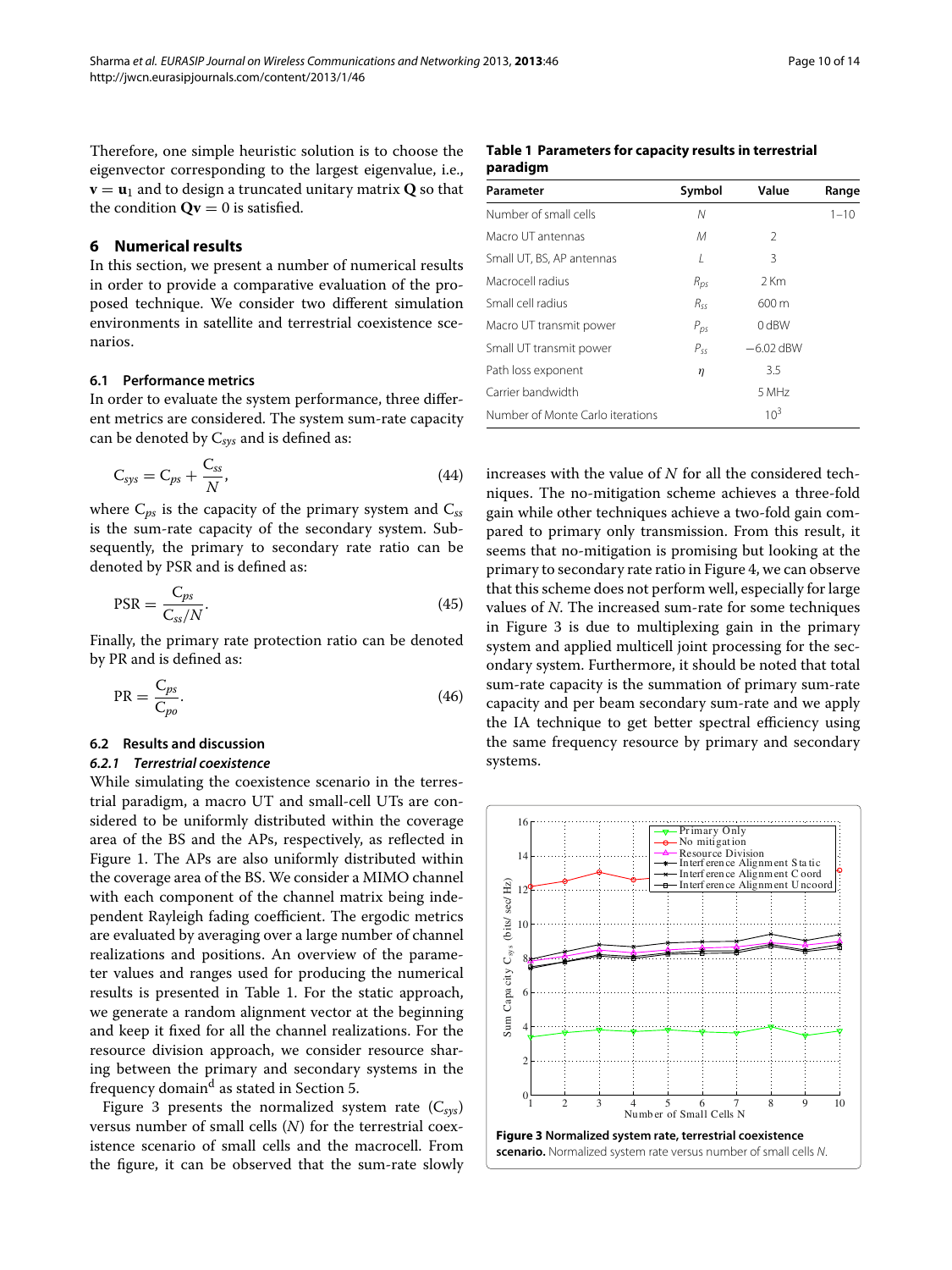Therefore, one simple heuristic solution is to choose the eigenvector corresponding to the largest eigenvalue, i.e., $\mathbf{v} = \mathbf{u}_1$ and to design a truncated unitary matrix $\mathbf{Q}$ so that the condition $\mathbf{Q}\mathbf{v} = 0$ is satisfied.

## 6 Numerical results

In this section, we present a number of numerical results in order to provide a comparative evaluation of the proposed technique. We consider two different simulation environments in satellite and terrestrial coexistence scenarios.

### 6.1 Performance metrics

In order to evaluate the system performance, three different metrics are considered. The system sum-rate capacity can be denoted by $C_{sys}$ and is defined as:

$$C_{sys} = C_{ps} + \frac{C_{ss}}{N}, \tag{44}$$

where $C_{ps}$ is the capacity of the primary system and $C_{ss}$ is the sum-rate capacity of the secondary system. Subsequently, the primary to secondary rate ratio can be denoted by PSR and is defined as:

$$\mathrm{PSR} = \frac{C_{ps}}{C_{ss}/N}. \tag{45}$$

Finally, the primary rate protection ratio can be denoted by PR and is defined as:

$$\mathrm{PR} = \frac{C_{ps}}{C_{po}}. \tag{46}$$

### 6.2 Results and discussion

#### *6.2.1 Terrestrial coexistence*

While simulating the coexistence scenario in the terrestrial paradigm, a macro UT and small-cell UTs are considered to be uniformly distributed within the coverage area of the BS and the APs, respectively, as reflected in Figure 1. The APs are also uniformly distributed within the coverage area of the BS. We consider a MIMO channel with each component of the channel matrix being independent Rayleigh fading coefficient. The ergodic metrics are evaluated by averaging over a large number of channel realizations and positions. An overview of the parameter values and ranges used for producing the numerical results is presented in Table 1. For the static approach, we generate a random alignment vector at the beginning and keep it fixed for all the channel realizations. For the resource division approach, we consider resource sharing between the primary and secondary systems in the frequency domain[d] as stated in Section 5.

Figure 3 presents the normalized system rate ($C_{sys}$) versus number of small cells ($N$) for the terrestrial coexistence scenario of small cells and the macrocell. From the figure, it can be observed that the sum-rate slowly increases with the value of $N$ for all the considered techniques. The no-mitigation scheme achieves a three-fold gain while other techniques achieve a two-fold gain compared to primary only transmission. From this result, it seems that no-mitigation is promising but looking at the primary to secondary rate ratio in Figure 4, we can observe that this scheme does not perform well, especially for large values of $N$. The increased sum-rate for some techniques in Figure 3 is due to multiplexing gain in the primary system and applied multicell joint processing for the secondary system. Furthermore, it should be noted that total sum-rate capacity is the summation of primary sum-rate capacity and per beam secondary sum-rate and we apply the IA technique to get better spectral efficiency using the same frequency resource by primary and secondary systems.

**Table 1 Parameters for capacity results in terrestrial paradigm**

| Parameter | Symbol | Value | Range |
|---|---|---|---|
| Number of small cells | $N$ | | 1–10 |
| Macro UT antennas | $M$ | 2 | |
| Small UT, BS, AP antennas | $L$ | 3 | |
| Macrocell radius | $R_{ps}$ | 2 Km | |
| Small cell radius | $R_{ss}$ | 600 m | |
| Macro UT transmit power | $P_{ps}$ | 0 dBW | |
| Small UT transmit power | $P_{ss}$ | −6.02 dBW | |
| Path loss exponent | $\eta$ | 3.5 | |
| Carrier bandwidth | | 5 MHz | |
| Number of Monte Carlo iterations | | $10^3$ | |

**Figure 3 Normalized system rate, terrestrial coexistence scenario.** Normalized system rate versus number of small cells $N$.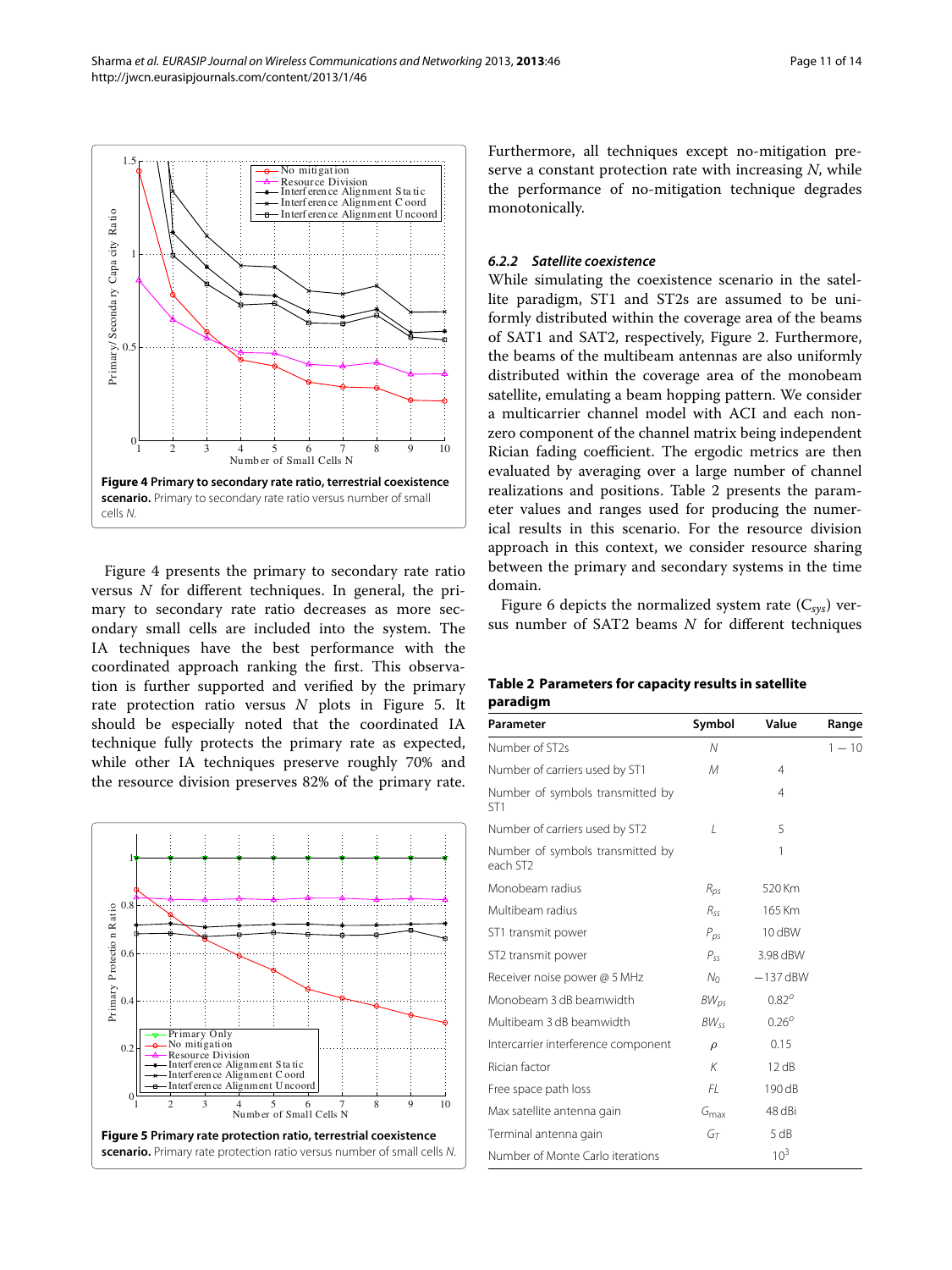Figure 4 Primary to secondary rate ratio, terrestrial coexistence scenario. Primary to secondary rate ratio versus number of small cells $N$.

Figure 4 presents the primary to secondary rate ratio versus $N$ for different techniques. In general, the primary to secondary rate ratio decreases as more secondary small cells are included into the system. The IA techniques have the best performance with the coordinated approach ranking the first. This observation is further supported and verified by the primary rate protection ratio versus $N$ plots in Figure 5. It should be especially noted that the coordinated IA technique fully protects the primary rate as expected, while other IA techniques preserve roughly 70% and the resource division preserves 82% of the primary rate.

Figure 5 Primary rate protection ratio, terrestrial coexistence scenario. Primary rate protection ratio versus number of small cells $N$.

Furthermore, all techniques except no-mitigation preserve a constant protection rate with increasing $N$, while the performance of no-mitigation technique degrades monotonically.

#### 6.2.2 Satellite coexistence

While simulating the coexistence scenario in the satellite paradigm, ST1 and ST2s are assumed to be uniformly distributed within the coverage area of the beams of SAT1 and SAT2, respectively, Figure 2. Furthermore, the beams of the multibeam antennas are also uniformly distributed within the coverage area of the monobeam satellite, emulating a beam hopping pattern. We consider a multicarrier channel model with ACI and each nonzero component of the channel matrix being independent Rician fading coefficient. The ergodic metrics are then evaluated by averaging over a large number of channel realizations and positions. Table 2 presents the parameter values and ranges used for producing the numerical results in this scenario. For the resource division approach in this context, we consider resource sharing between the primary and secondary systems in the time domain.

Figure 6 depicts the normalized system rate ($C_{sys}$) versus number of SAT2 beams $N$ for different techniques

**Table 2 Parameters for capacity results in satellite paradigm**

| Parameter | Symbol | Value | Range |
|---|---|---|---|
| Number of ST2s | $N$ | | $1-10$ |
| Number of carriers used by ST1 | $M$ | 4 | |
| Number of symbols transmitted by ST1 | | 4 | |
| Number of carriers used by ST2 | $L$ | 5 | |
| Number of symbols transmitted by each ST2 | | 1 | |
| Monobeam radius | $R_{ps}$ | 520 Km | |
| Multibeam radius | $R_{ss}$ | 165 Km | |
| ST1 transmit power | $P_{ps}$ | 10 dBW | |
| ST2 transmit power | $P_{ss}$ | 3.98 dBW | |
| Receiver noise power @ 5 MHz | $N_0$ | $-137$ dBW | |
| Monobeam 3 dB beamwidth | $BW_{ps}$ | $0.82^o$ | |
| Multibeam 3 dB beamwidth | $BW_{ss}$ | $0.26^o$ | |
| Intercarrier interference component | $\rho$ | 0.15 | |
| Rician factor | $K$ | 12 dB | |
| Free space path loss | $FL$ | 190 dB | |
| Max satellite antenna gain | $G_{\max}$ | 48 dBi | |
| Terminal antenna gain | $G_T$ | 5 dB | |
| Number of Monte Carlo iterations | | $10^3$ | |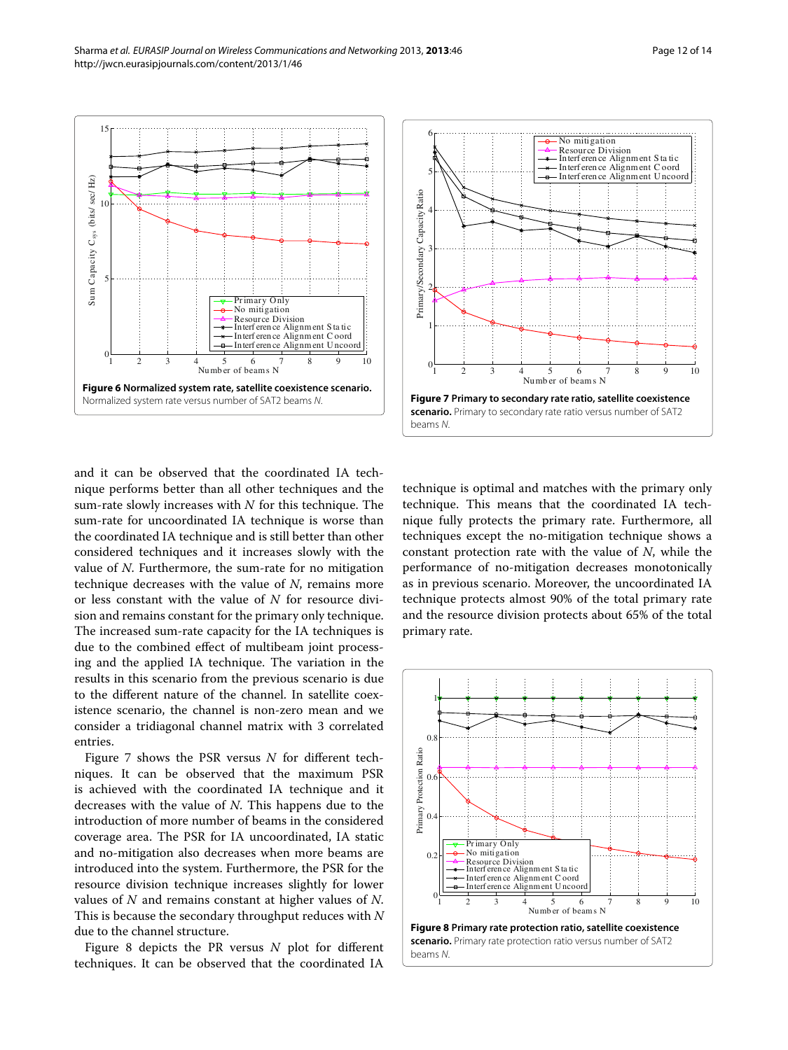**Figure 6 Normalized system rate, satellite coexistence scenario.** Normalized system rate versus number of SAT2 beams $N$.

**Figure 7 Primary to secondary rate ratio, satellite coexistence scenario.** Primary to secondary rate ratio versus number of SAT2 beams $N$.

and it can be observed that the coordinated IA technique performs better than all other techniques and the sum-rate slowly increases with $N$ for this technique. The sum-rate for uncoordinated IA technique is worse than the coordinated IA technique and is still better than other considered techniques and it increases slowly with the value of $N$. Furthermore, the sum-rate for no mitigation technique decreases with the value of $N$, remains more or less constant with the value of $N$ for resource division and remains constant for the primary only technique. The increased sum-rate capacity for the IA techniques is due to the combined effect of multibeam joint processing and the applied IA technique. The variation in the results in this scenario from the previous scenario is due to the different nature of the channel. In satellite coexistence scenario, the channel is non-zero mean and we consider a tridiagonal channel matrix with 3 correlated entries.

Figure 7 shows the PSR versus $N$ for different techniques. It can be observed that the maximum PSR is achieved with the coordinated IA technique and it decreases with the value of $N$. This happens due to the introduction of more number of beams in the considered coverage area. The PSR for IA uncoordinated, IA static and no-mitigation also decreases when more beams are introduced into the system. Furthermore, the PSR for the resource division technique increases slightly for lower values of $N$ and remains constant at higher values of $N$. This is because the secondary throughput reduces with $N$ due to the channel structure.

Figure 8 depicts the PR versus $N$ plot for different techniques. It can be observed that the coordinated IA technique is optimal and matches with the primary only technique. This means that the coordinated IA technique fully protects the primary rate. Furthermore, all techniques except the no-mitigation technique shows a constant protection rate with the value of $N$, while the performance of no-mitigation decreases monotonically as in previous scenario. Moreover, the uncoordinated IA technique protects almost 90% of the total primary rate and the resource division protects about 65% of the total primary rate.

**Figure 8 Primary rate protection ratio, satellite coexistence scenario.** Primary rate protection ratio versus number of SAT2 beams $N$.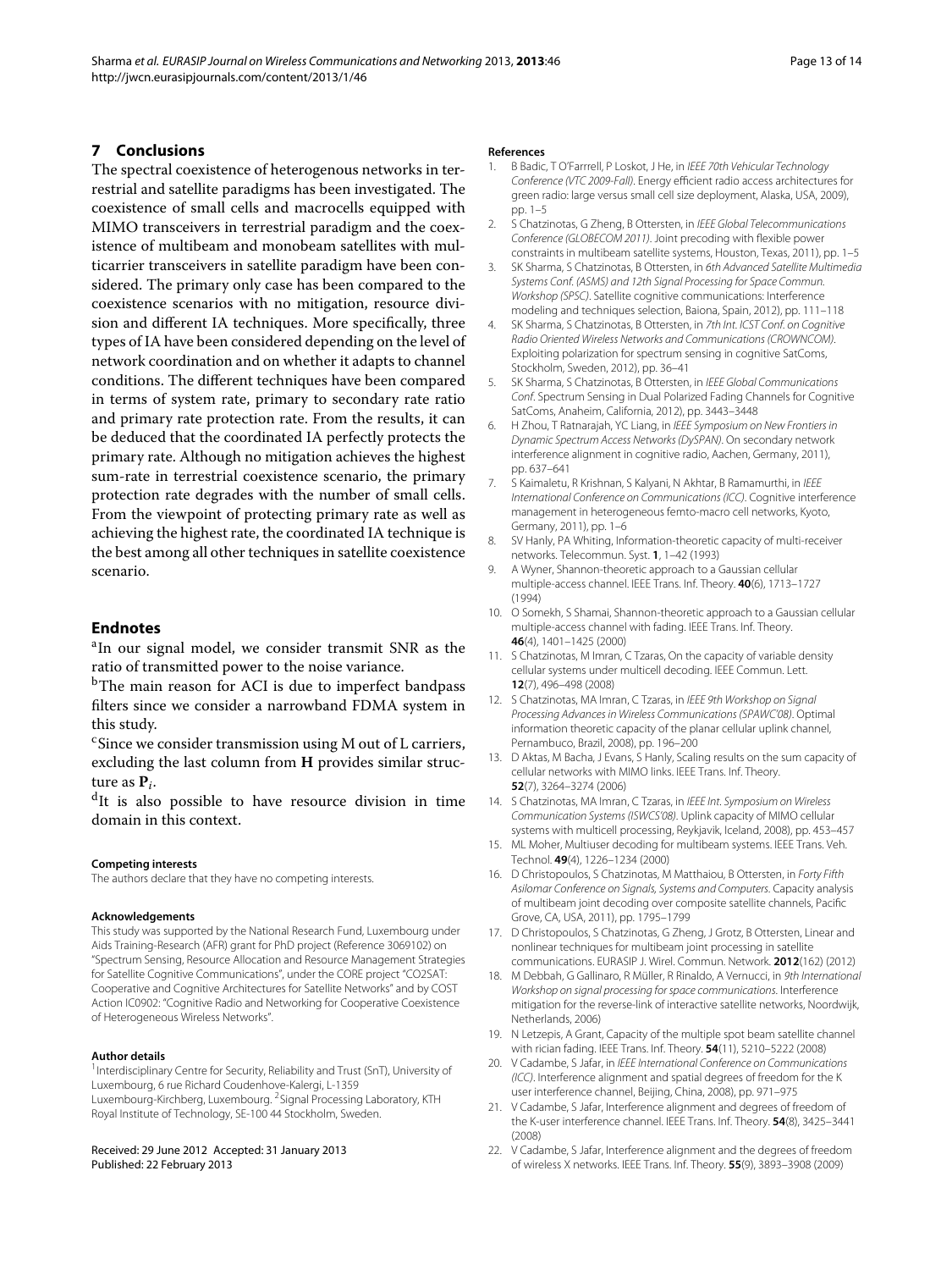## 7 Conclusions

The spectral coexistence of heterogenous networks in terrestrial and satellite paradigms has been investigated. The coexistence of small cells and macrocells equipped with MIMO transceivers in terrestrial paradigm and the coexistence of multibeam and monobeam satellites with multicarrier transceivers in satellite paradigm have been considered. The primary only case has been compared to the coexistence scenarios with no mitigation, resource division and different IA techniques. More specifically, three types of IA have been considered depending on the level of network coordination and on whether it adapts to channel conditions. The different techniques have been compared in terms of system rate, primary to secondary rate ratio and primary rate protection rate. From the results, it can be deduced that the coordinated IA perfectly protects the primary rate. Although no mitigation achieves the highest sum-rate in terrestrial coexistence scenario, the primary protection rate degrades with the number of small cells. From the viewpoint of protecting primary rate as well as achieving the highest rate, the coordinated IA technique is the best among all other techniques in satellite coexistence scenario.

## Endnotes

[a]In our signal model, we consider transmit SNR as the ratio of transmitted power to the noise variance.

[b]The main reason for ACI is due to imperfect bandpass filters since we consider a narrowband FDMA system in this study.

[c]Since we consider transmission using M out of L carriers, excluding the last column from $\mathbf{H}$ provides similar structure as $\mathbf{P}_i$.

[d]It is also possible to have resource division in time domain in this context.

#### Competing interests

The authors declare that they have no competing interests.

#### Acknowledgements

This study was supported by the National Research Fund, Luxembourg under Aids Training-Research (AFR) grant for PhD project (Reference 3069102) on "Spectrum Sensing, Resource Allocation and Resource Management Strategies for Satellite Cognitive Communications", under the CORE project "CO2SAT: Cooperative and Cognitive Architectures for Satellite Networks" and by COST Action IC0902: "Cognitive Radio and Networking for Cooperative Coexistence of Heterogeneous Wireless Networks".

#### Author details

[1]Interdisciplinary Centre for Security, Reliability and Trust (SnT), University of Luxembourg, 6 rue Richard Coudenhove-Kalergi, L-1359 Luxembourg-Kirchberg, Luxembourg. [2]Signal Processing Laboratory, KTH Royal Institute of Technology, SE-100 44 Stockholm, Sweden.

Received: 29 June 2012 Accepted: 31 January 2013
Published: 22 February 2013

#### References

1. B Badic, T O'Farrrell, P Loskot, J He, in *IEEE 70th Vehicular Technology Conference (VTC 2009-Fall)*. Energy efficient radio access architectures for green radio: large versus small cell size deployment, Alaska, USA, 2009), pp. 1–5
2. S Chatzinotas, G Zheng, B Ottersten, in *IEEE Global Telecommunications Conference (GLOBECOM 2011)*. Joint precoding with flexible power constraints in multibeam satellite systems, Houston, Texas, 2011), pp. 1–5
3. SK Sharma, S Chatzinotas, B Ottersten, in *6th Advanced Satellite Multimedia Systems Conf. (ASMS) and 12th Signal Processing for Space Commun. Workshop (SPSC)*. Satellite cognitive communications: Interference modeling and techniques selection, Baiona, Spain, 2012), pp. 111–118
4. SK Sharma, S Chatzinotas, B Ottersten, in *7th Int. ICST Conf. on Cognitive Radio Oriented Wireless Networks and Communications (CROWNCOM)*. Exploiting polarization for spectrum sensing in cognitive SatComs, Stockholm, Sweden, 2012), pp. 36–41
5. SK Sharma, S Chatzinotas, B Ottersten, in *IEEE Global Communications Conf*. Spectrum Sensing in Dual Polarized Fading Channels for Cognitive SatComs, Anaheim, California, 2012), pp. 3443–3448
6. H Zhou, T Ratnarajah, YC Liang, in *IEEE Symposium on New Frontiers in Dynamic Spectrum Access Networks (DySPAN)*. On secondary network interference alignment in cognitive radio, Aachen, Germany, 2011), pp. 637–641
7. S Kaimaletu, R Krishnan, S Kalyani, N Akhtar, B Ramamurthi, in *IEEE International Conference on Communications (ICC)*. Cognitive interference management in heterogeneous femto-macro cell networks, Kyoto, Germany, 2011), pp. 1–6
8. SV Hanly, PA Whiting, Information-theoretic capacity of multi-receiver networks. Telecommun. Syst. **1**, 1–42 (1993)
9. A Wyner, Shannon-theoretic approach to a Gaussian cellular multiple-access channel. IEEE Trans. Inf. Theory. **40**(6), 1713–1727 (1994)
10. O Somekh, S Shamai, Shannon-theoretic approach to a Gaussian cellular multiple-access channel with fading. IEEE Trans. Inf. Theory. **46**(4), 1401–1425 (2000)
11. S Chatzinotas, M Imran, C Tzaras, On the capacity of variable density cellular systems under multicell decoding. IEEE Commun. Lett. **12**(7), 496–498 (2008)
12. S Chatzinotas, MA Imran, C Tzaras, in *IEEE 9th Workshop on Signal Processing Advances in Wireless Communications (SPAWC'08)*. Optimal information theoretic capacity of the planar cellular uplink channel, Pernambuco, Brazil, 2008), pp. 196–200
13. D Aktas, M Bacha, J Evans, S Hanly, Scaling results on the sum capacity of cellular networks with MIMO links. IEEE Trans. Inf. Theory. **52**(7), 3264–3274 (2006)
14. S Chatzinotas, MA Imran, C Tzaras, in *IEEE Int. Symposium on Wireless Communication Systems (ISWCS'08)*. Uplink capacity of MIMO cellular systems with multicell processing, Reykjavik, Iceland, 2008), pp. 453–457
15. ML Moher, Multiuser decoding for multibeam systems. IEEE Trans. Veh. Technol. **49**(4), 1226–1234 (2000)
16. D Christopoulos, S Chatzinotas, M Matthaiou, B Ottersten, in *Forty Fifth Asilomar Conference on Signals, Systems and Computers*. Capacity analysis of multibeam joint decoding over composite satellite channels, Pacific Grove, CA, USA, 2011), pp. 1795–1799
17. D Christopoulos, S Chatzinotas, G Zheng, J Grotz, B Ottersten, Linear and nonlinear techniques for multibeam joint processing in satellite communications. EURASIP J. Wirel. Commun. Network. **2012**(162) (2012)
18. M Debbah, G Gallinaro, R Müller, R Rinaldo, A Vernucci, in *9th International Workshop on signal processing for space communications*. Interference mitigation for the reverse-link of interactive satellite networks, Noordwijk, Netherlands, 2006)
19. N Letzepis, A Grant, Capacity of the multiple spot beam satellite channel with rician fading. IEEE Trans. Inf. Theory. **54**(11), 5210–5222 (2008)
20. V Cadambe, S Jafar, in *IEEE International Conference on Communications (ICC)*. Interference alignment and spatial degrees of freedom for the K user interference channel, Beijing, China, 2008), pp. 971–975
21. V Cadambe, S Jafar, Interference alignment and degrees of freedom of the K-user interference channel. IEEE Trans. Inf. Theory. **54**(8), 3425–3441 (2008)
22. V Cadambe, S Jafar, Interference alignment and the degrees of freedom of wireless X networks. IEEE Trans. Inf. Theory. **55**(9), 3893–3908 (2009)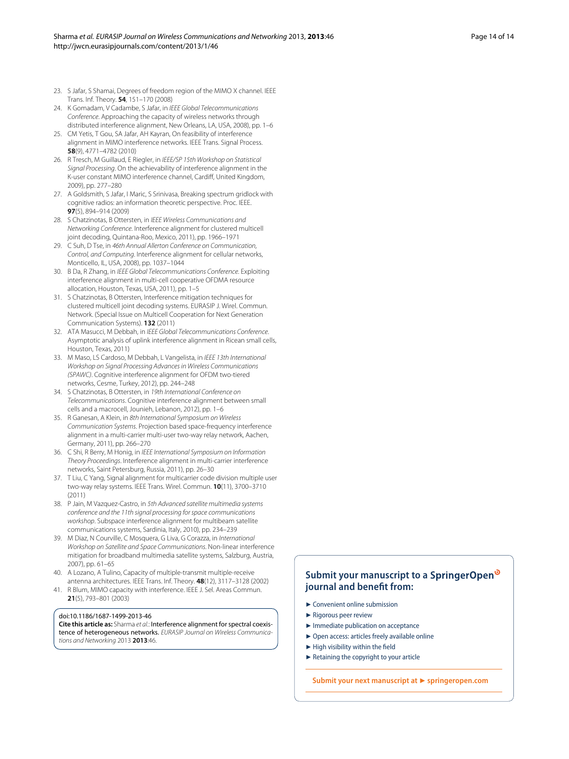23. S Jafar, S Shamai, Degrees of freedom region of the MIMO X channel. IEEE Trans. Inf. Theory. **54**, 151–170 (2008)
24. K Gomadam, V Cadambe, S Jafar, in *IEEE Global Telecommunications Conference*. Approaching the capacity of wireless networks through distributed interference alignment, New Orleans, LA, USA, 2008), pp. 1–6
25. CM Yetis, T Gou, SA Jafar, AH Kayran, On feasibility of interference alignment in MIMO interference networks. IEEE Trans. Signal Process. **58**(9), 4771–4782 (2010)
26. R Tresch, M Guillaud, E Riegler, in *IEEE/SP 15th Workshop on Statistical Signal Processing*. On the achievability of interference alignment in the K-user constant MIMO interference channel, Cardiff, United Kingdom, 2009), pp. 277–280
27. A Goldsmith, S Jafar, I Maric, S Srinivasa, Breaking spectrum gridlock with cognitive radios: an information theoretic perspective. Proc. IEEE. **97**(5), 894–914 (2009)
28. S Chatzinotas, B Ottersten, in *IEEE Wireless Communications and Networking Conference*. Interference alignment for clustered multicell joint decoding, Quintana-Roo, Mexico, 2011), pp. 1966–1971
29. C Suh, D Tse, in *46th Annual Allerton Conference on Communication, Control, and Computing*. Interference alignment for cellular networks, Monticello, IL, USA, 2008), pp. 1037–1044
30. B Da, R Zhang, in *IEEE Global Telecommunications Conference*. Exploiting interference alignment in multi-cell cooperative OFDMA resource allocation, Houston, Texas, USA, 2011), pp. 1–5
31. S Chatzinotas, B Ottersten, Interference mitigation techniques for clustered multicell joint decoding systems. EURASIP J. Wirel. Commun. Network. (Special Issue on Multicell Cooperation for Next Generation Communication Systems). **132** (2011)
32. ATA Masucci, M Debbah, in *IEEE Global Telecommunications Conference*. Asymptotic analysis of uplink interference alignment in Ricean small cells, Houston, Texas, 2011)
33. M Maso, LS Cardoso, M Debbah, L Vangelista, in *IEEE 13th International Workshop on Signal Processing Advances in Wireless Communications (SPAWC)*. Cognitive interference alignment for OFDM two-tiered networks, Cesme, Turkey, 2012), pp. 244–248
34. S Chatzinotas, B Ottersten, in *19th International Conference on Telecommunications*. Cognitive interference alignment between small cells and a macrocell, Jounieh, Lebanon, 2012), pp. 1–6
35. R Ganesan, A Klein, in *8th International Symposium on Wireless Communication Systems*. Projection based space-frequency interference alignment in a multi-carrier multi-user two-way relay network, Aachen, Germany, 2011), pp. 266–270
36. C Shi, R Berry, M Honig, in *IEEE International Symposium on Information Theory Proceedings*. Interference alignment in multi-carrier interference networks, Saint Petersburg, Russia, 2011), pp. 26–30
37. T Liu, C Yang, Signal alignment for multicarrier code division multiple user two-way relay systems. IEEE Trans. Wirel. Commun. **10**(11), 3700–3710 (2011)
38. P Jain, M Vazquez-Castro, in *5th Advanced satellite multimedia systems conference and the 11th signal processing for space communications workshop*. Subspace interference alignment for multibeam satellite communications systems, Sardinia, Italy, 2010), pp. 234–239
39. M Diaz, N Courville, C Mosquera, G Liva, G Corazza, in *International Workshop on Satellite and Space Communications*. Non-linear interference mitigation for broadband multimedia satellite systems, Salzburg, Austria, 2007), pp. 61–65
40. A Lozano, A Tulino, Capacity of multiple-transmit multiple-receive antenna architectures. IEEE Trans. Inf. Theory. **48**(12), 3117–3128 (2002)
41. R Blum, MIMO capacity with interference. IEEE J. Sel. Areas Commun. **21**(5), 793–801 (2003)

doi:10.1186/1687-1499-2013-46

**Cite this article as:** Sharma *et al.*: Interference alignment for spectral coexistence of heterogeneous networks. *EURASIP Journal on Wireless Communications and Networking* 2013 **2013**:46.

**Submit your manuscript to a SpringerOpen journal and benefit from:**

- ► Convenient online submission
- ► Rigorous peer review
- ► Immediate publication on acceptance
- ► Open access: articles freely available online
- ► High visibility within the field
- ► Retaining the copyright to your article

**Submit your next manuscript at ► springeropen.com**